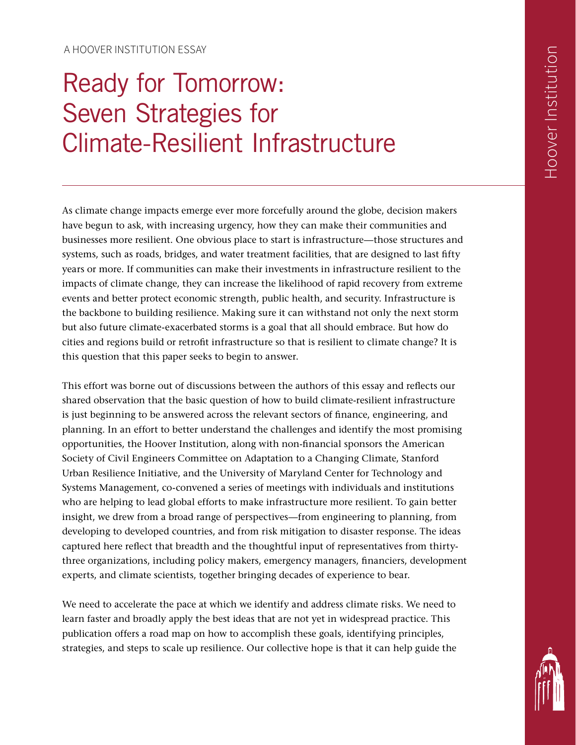A HOOVER INSTITUTION ESSAY

# Ready for Tomorrow: Seven Strategies for Climate-Resilient Infrastructure

As climate change impacts emerge ever more forcefully around the globe, decision makers have begun to ask, with increasing urgency, how they can make their communities and businesses more resilient. One obvious place to start is infrastructure—those structures and systems, such as roads, bridges, and water treatment facilities, that are designed to last fifty years or more. If communities can make their investments in infrastructure resilient to the impacts of climate change, they can increase the likelihood of rapid recovery from extreme events and better protect economic strength, public health, and security. Infrastructure is the backbone to building resilience. Making sure it can withstand not only the next storm but also future climate-exacerbated storms is a goal that all should embrace. But how do cities and regions build or retrofit infrastructure so that is resilient to climate change? It is this question that this paper seeks to begin to answer.

This effort was borne out of discussions between the authors of this essay and reflects our shared observation that the basic question of how to build climate-resilient infrastructure is just beginning to be answered across the relevant sectors of finance, engineering, and planning. In an effort to better understand the challenges and identify the most promising opportunities, the Hoover Institution, along with non-financial sponsors the American Society of Civil Engineers Committee on Adaptation to a Changing Climate, Stanford Urban Resilience Initiative, and the University of Maryland Center for Technology and Systems Management, co-convened a series of meetings with individuals and institutions who are helping to lead global efforts to make infrastructure more resilient. To gain better insight, we drew from a broad range of perspectives—from engineering to planning, from developing to developed countries, and from risk mitigation to disaster response. The ideas captured here reflect that breadth and the thoughtful input of representatives from thirty-three organizations, including policy makers, emergency managers, financiers, development experts, and climate scientists, together bringing decades of experience to bear.

We need to accelerate the pace at which we identify and address climate risks. We need to learn faster and broadly apply the best ideas that are not yet in widespread practice. This publication offers a road map on how to accomplish these goals, identifying principles, strategies, and steps to scale up resilience. Our collective hope is that it can help guide the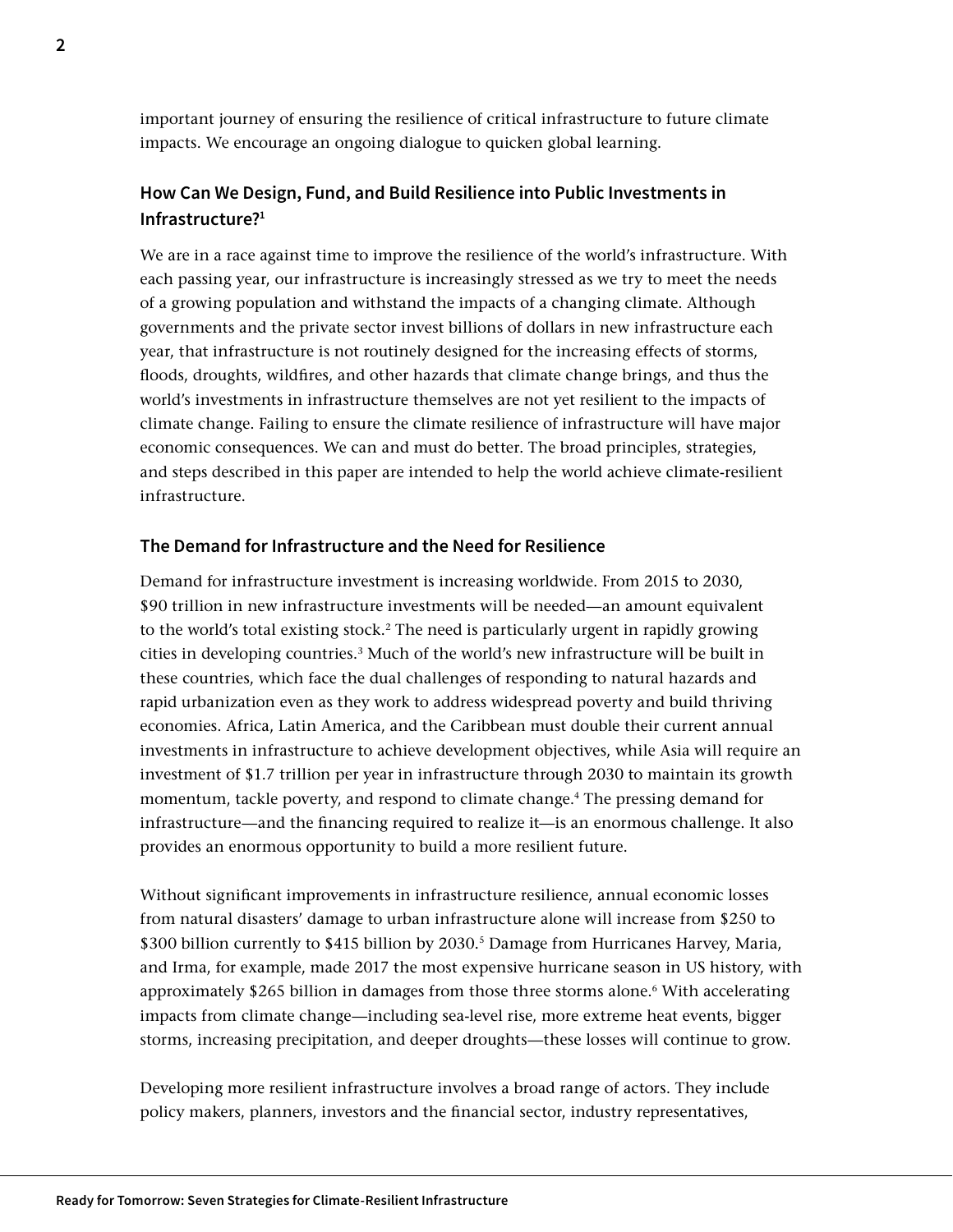important journey of ensuring the resilience of critical infrastructure to future climate impacts. We encourage an ongoing dialogue to quicken global learning.

### How Can We Design, Fund, and Build Resilience into Public Investments in Infrastructure?[1]

We are in a race against time to improve the resilience of the world's infrastructure. With each passing year, our infrastructure is increasingly stressed as we try to meet the needs of a growing population and withstand the impacts of a changing climate. Although governments and the private sector invest billions of dollars in new infrastructure each year, that infrastructure is not routinely designed for the increasing effects of storms, floods, droughts, wildfires, and other hazards that climate change brings, and thus the world's investments in infrastructure themselves are not yet resilient to the impacts of climate change. Failing to ensure the climate resilience of infrastructure will have major economic consequences. We can and must do better. The broad principles, strategies, and steps described in this paper are intended to help the world achieve climate-resilient infrastructure.

### The Demand for Infrastructure and the Need for Resilience

Demand for infrastructure investment is increasing worldwide. From 2015 to 2030, $90 trillion in new infrastructure investments will be needed—an amount equivalent to the world's total existing stock.[2] The need is particularly urgent in rapidly growing cities in developing countries.[3] Much of the world's new infrastructure will be built in these countries, which face the dual challenges of responding to natural hazards and rapid urbanization even as they work to address widespread poverty and build thriving economies. Africa, Latin America, and the Caribbean must double their current annual investments in infrastructure to achieve development objectives, while Asia will require an investment of $1.7 trillion per year in infrastructure through 2030 to maintain its growth momentum, tackle poverty, and respond to climate change.[4] The pressing demand for infrastructure—and the financing required to realize it—is an enormous challenge. It also provides an enormous opportunity to build a more resilient future.

Without significant improvements in infrastructure resilience, annual economic losses from natural disasters' damage to urban infrastructure alone will increase from $250 to $300 billion currently to $415 billion by 2030.[5] Damage from Hurricanes Harvey, Maria, and Irma, for example, made 2017 the most expensive hurricane season in US history, with approximately $265 billion in damages from those three storms alone.[6] With accelerating impacts from climate change—including sea-level rise, more extreme heat events, bigger storms, increasing precipitation, and deeper droughts—these losses will continue to grow.

Developing more resilient infrastructure involves a broad range of actors. They include policy makers, planners, investors and the financial sector, industry representatives,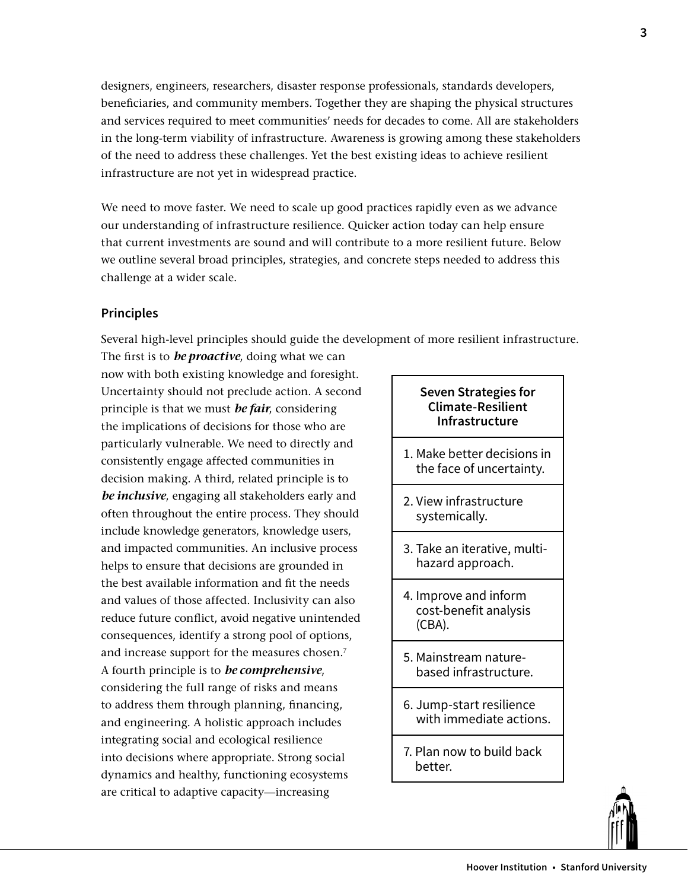designers, engineers, researchers, disaster response professionals, standards developers, beneficiaries, and community members. Together they are shaping the physical structures and services required to meet communities' needs for decades to come. All are stakeholders in the long-term viability of infrastructure. Awareness is growing among these stakeholders of the need to address these challenges. Yet the best existing ideas to achieve resilient infrastructure are not yet in widespread practice.

We need to move faster. We need to scale up good practices rapidly even as we advance our understanding of infrastructure resilience. Quicker action today can help ensure that current investments are sound and will contribute to a more resilient future. Below we outline several broad principles, strategies, and concrete steps needed to address this challenge at a wider scale.

## Principles

Several high-level principles should guide the development of more resilient infrastructure. The first is to ***be proactive***, doing what we can now with both existing knowledge and foresight. Uncertainty should not preclude action. A second principle is that we must ***be fair***, considering the implications of decisions for those who are particularly vulnerable. We need to directly and consistently engage affected communities in decision making. A third, related principle is to ***be inclusive***, engaging all stakeholders early and often throughout the entire process. They should include knowledge generators, knowledge users, and impacted communities. An inclusive process helps to ensure that decisions are grounded in the best available information and fit the needs and values of those affected. Inclusivity can also reduce future conflict, avoid negative unintended consequences, identify a strong pool of options, and increase support for the measures chosen.[7] A fourth principle is to ***be comprehensive***, considering the full range of risks and means to address them through planning, financing, and engineering. A holistic approach includes integrating social and ecological resilience into decisions where appropriate. Strong social dynamics and healthy, functioning ecosystems are critical to adaptive capacity—increasing

| **Seven Strategies for Climate-Resilient Infrastructure** |
| --- |
| 1. Make better decisions in the face of uncertainty. |
| 2. View infrastructure systemically. |
| 3. Take an iterative, multi-hazard approach. |
| 4. Improve and inform cost-benefit analysis (CBA). |
| 5. Mainstream nature-based infrastructure. |
| 6. Jump-start resilience with immediate actions. |
| 7. Plan now to build back better. |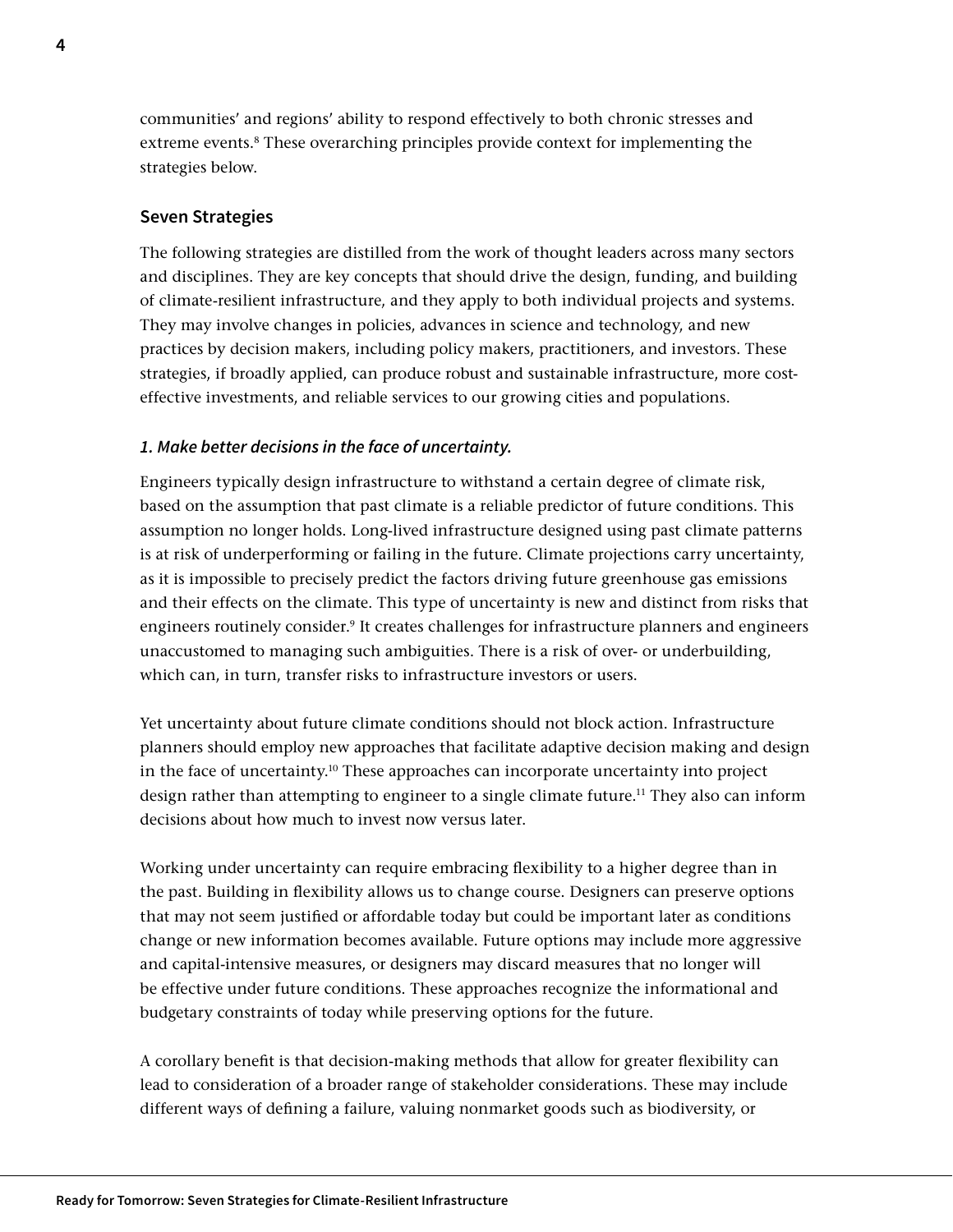communities' and regions' ability to respond effectively to both chronic stresses and extreme events.[8] These overarching principles provide context for implementing the strategies below.

## Seven Strategies

The following strategies are distilled from the work of thought leaders across many sectors and disciplines. They are key concepts that should drive the design, funding, and building of climate-resilient infrastructure, and they apply to both individual projects and systems. They may involve changes in policies, advances in science and technology, and new practices by decision makers, including policy makers, practitioners, and investors. These strategies, if broadly applied, can produce robust and sustainable infrastructure, more cost-effective investments, and reliable services to our growing cities and populations.

### *1. Make better decisions in the face of uncertainty.*

Engineers typically design infrastructure to withstand a certain degree of climate risk, based on the assumption that past climate is a reliable predictor of future conditions. This assumption no longer holds. Long-lived infrastructure designed using past climate patterns is at risk of underperforming or failing in the future. Climate projections carry uncertainty, as it is impossible to precisely predict the factors driving future greenhouse gas emissions and their effects on the climate. This type of uncertainty is new and distinct from risks that engineers routinely consider.[9] It creates challenges for infrastructure planners and engineers unaccustomed to managing such ambiguities. There is a risk of over- or underbuilding, which can, in turn, transfer risks to infrastructure investors or users.

Yet uncertainty about future climate conditions should not block action. Infrastructure planners should employ new approaches that facilitate adaptive decision making and design in the face of uncertainty.[10] These approaches can incorporate uncertainty into project design rather than attempting to engineer to a single climate future.[11] They also can inform decisions about how much to invest now versus later.

Working under uncertainty can require embracing flexibility to a higher degree than in the past. Building in flexibility allows us to change course. Designers can preserve options that may not seem justified or affordable today but could be important later as conditions change or new information becomes available. Future options may include more aggressive and capital-intensive measures, or designers may discard measures that no longer will be effective under future conditions. These approaches recognize the informational and budgetary constraints of today while preserving options for the future.

A corollary benefit is that decision-making methods that allow for greater flexibility can lead to consideration of a broader range of stakeholder considerations. These may include different ways of defining a failure, valuing nonmarket goods such as biodiversity, or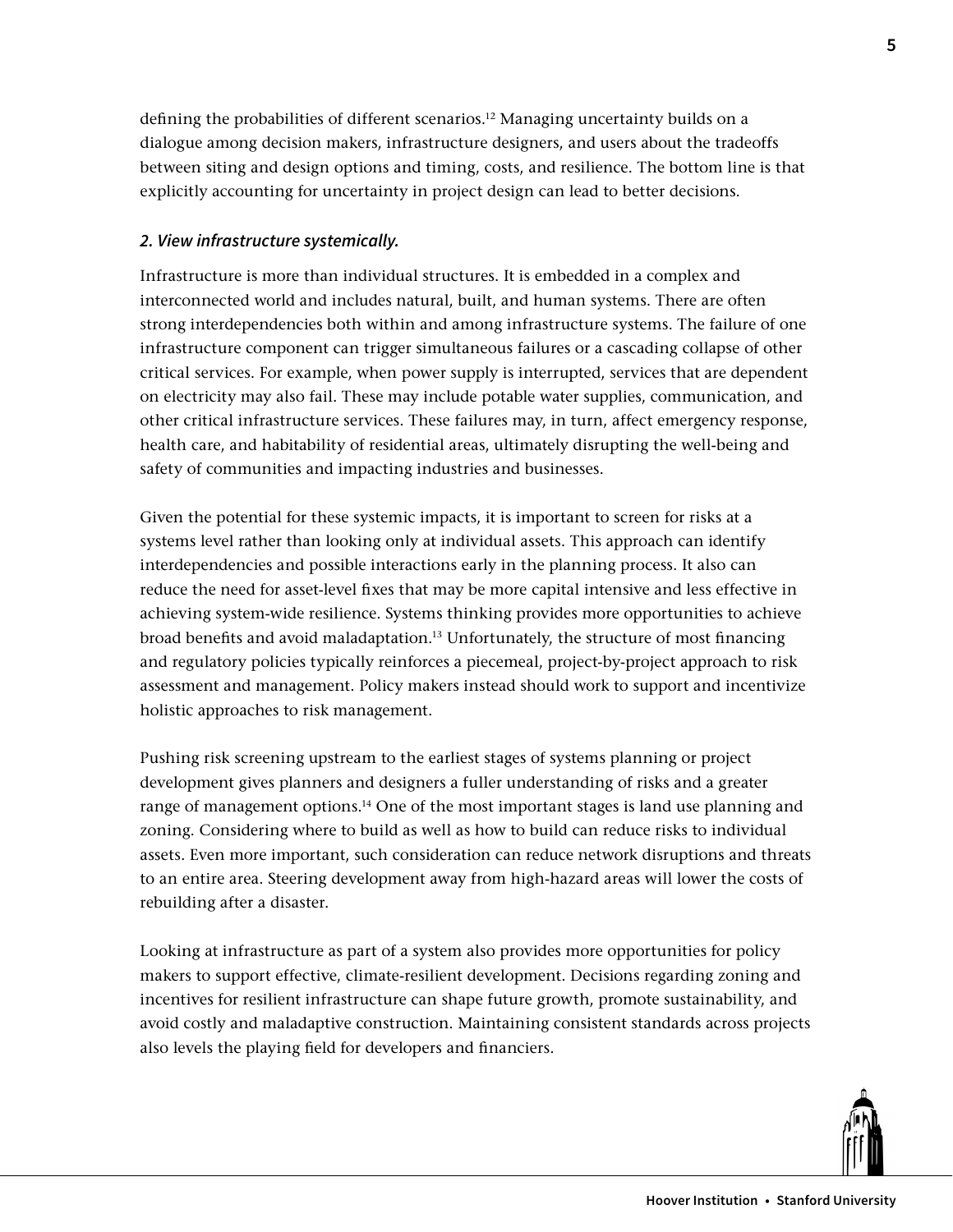defining the probabilities of different scenarios.[12] Managing uncertainty builds on a dialogue among decision makers, infrastructure designers, and users about the tradeoffs between siting and design options and timing, costs, and resilience. The bottom line is that explicitly accounting for uncertainty in project design can lead to better decisions.

### *2. View infrastructure systemically.*

Infrastructure is more than individual structures. It is embedded in a complex and interconnected world and includes natural, built, and human systems. There are often strong interdependencies both within and among infrastructure systems. The failure of one infrastructure component can trigger simultaneous failures or a cascading collapse of other critical services. For example, when power supply is interrupted, services that are dependent on electricity may also fail. These may include potable water supplies, communication, and other critical infrastructure services. These failures may, in turn, affect emergency response, health care, and habitability of residential areas, ultimately disrupting the well-being and safety of communities and impacting industries and businesses.

Given the potential for these systemic impacts, it is important to screen for risks at a systems level rather than looking only at individual assets. This approach can identify interdependencies and possible interactions early in the planning process. It also can reduce the need for asset-level fixes that may be more capital intensive and less effective in achieving system-wide resilience. Systems thinking provides more opportunities to achieve broad benefits and avoid maladaptation.[13] Unfortunately, the structure of most financing and regulatory policies typically reinforces a piecemeal, project-by-project approach to risk assessment and management. Policy makers instead should work to support and incentivize holistic approaches to risk management.

Pushing risk screening upstream to the earliest stages of systems planning or project development gives planners and designers a fuller understanding of risks and a greater range of management options.[14] One of the most important stages is land use planning and zoning. Considering where to build as well as how to build can reduce risks to individual assets. Even more important, such consideration can reduce network disruptions and threats to an entire area. Steering development away from high-hazard areas will lower the costs of rebuilding after a disaster.

Looking at infrastructure as part of a system also provides more opportunities for policy makers to support effective, climate-resilient development. Decisions regarding zoning and incentives for resilient infrastructure can shape future growth, promote sustainability, and avoid costly and maladaptive construction. Maintaining consistent standards across projects also levels the playing field for developers and financiers.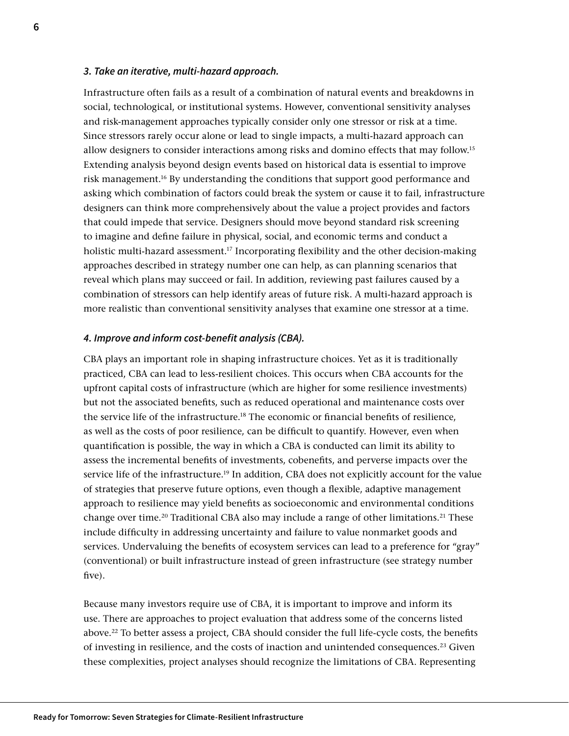### *3. Take an iterative, multi-hazard approach.*

Infrastructure often fails as a result of a combination of natural events and breakdowns in social, technological, or institutional systems. However, conventional sensitivity analyses and risk-management approaches typically consider only one stressor or risk at a time. Since stressors rarely occur alone or lead to single impacts, a multi-hazard approach can allow designers to consider interactions among risks and domino effects that may follow.[15] Extending analysis beyond design events based on historical data is essential to improve risk management.[16] By understanding the conditions that support good performance and asking which combination of factors could break the system or cause it to fail, infrastructure designers can think more comprehensively about the value a project provides and factors that could impede that service. Designers should move beyond standard risk screening to imagine and define failure in physical, social, and economic terms and conduct a holistic multi-hazard assessment.[17] Incorporating flexibility and the other decision-making approaches described in strategy number one can help, as can planning scenarios that reveal which plans may succeed or fail. In addition, reviewing past failures caused by a combination of stressors can help identify areas of future risk. A multi-hazard approach is more realistic than conventional sensitivity analyses that examine one stressor at a time.

### *4. Improve and inform cost-benefit analysis (CBA).*

CBA plays an important role in shaping infrastructure choices. Yet as it is traditionally practiced, CBA can lead to less-resilient choices. This occurs when CBA accounts for the upfront capital costs of infrastructure (which are higher for some resilience investments) but not the associated benefits, such as reduced operational and maintenance costs over the service life of the infrastructure.[18] The economic or financial benefits of resilience, as well as the costs of poor resilience, can be difficult to quantify. However, even when quantification is possible, the way in which a CBA is conducted can limit its ability to assess the incremental benefits of investments, cobenefits, and perverse impacts over the service life of the infrastructure.[19] In addition, CBA does not explicitly account for the value of strategies that preserve future options, even though a flexible, adaptive management approach to resilience may yield benefits as socioeconomic and environmental conditions change over time.[20] Traditional CBA also may include a range of other limitations.[21] These include difficulty in addressing uncertainty and failure to value nonmarket goods and services. Undervaluing the benefits of ecosystem services can lead to a preference for "gray" (conventional) or built infrastructure instead of green infrastructure (see strategy number five).

Because many investors require use of CBA, it is important to improve and inform its use. There are approaches to project evaluation that address some of the concerns listed above.[22] To better assess a project, CBA should consider the full life-cycle costs, the benefits of investing in resilience, and the costs of inaction and unintended consequences.[23] Given these complexities, project analyses should recognize the limitations of CBA. Representing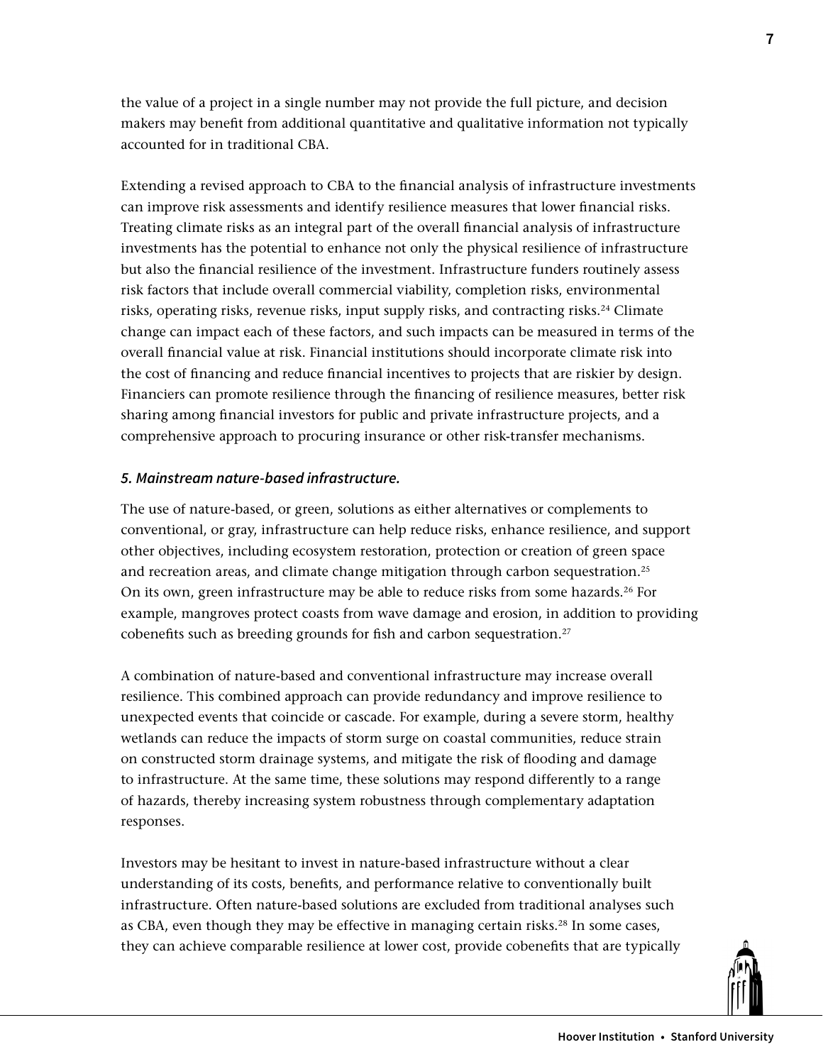the value of a project in a single number may not provide the full picture, and decision makers may benefit from additional quantitative and qualitative information not typically accounted for in traditional CBA.

Extending a revised approach to CBA to the financial analysis of infrastructure investments can improve risk assessments and identify resilience measures that lower financial risks. Treating climate risks as an integral part of the overall financial analysis of infrastructure investments has the potential to enhance not only the physical resilience of infrastructure but also the financial resilience of the investment. Infrastructure funders routinely assess risk factors that include overall commercial viability, completion risks, environmental risks, operating risks, revenue risks, input supply risks, and contracting risks.[24] Climate change can impact each of these factors, and such impacts can be measured in terms of the overall financial value at risk. Financial institutions should incorporate climate risk into the cost of financing and reduce financial incentives to projects that are riskier by design. Financiers can promote resilience through the financing of resilience measures, better risk sharing among financial investors for public and private infrastructure projects, and a comprehensive approach to procuring insurance or other risk-transfer mechanisms.

***5. Mainstream nature-based infrastructure.***

The use of nature-based, or green, solutions as either alternatives or complements to conventional, or gray, infrastructure can help reduce risks, enhance resilience, and support other objectives, including ecosystem restoration, protection or creation of green space and recreation areas, and climate change mitigation through carbon sequestration.[25] On its own, green infrastructure may be able to reduce risks from some hazards.[26] For example, mangroves protect coasts from wave damage and erosion, in addition to providing cobenefits such as breeding grounds for fish and carbon sequestration.[27]

A combination of nature-based and conventional infrastructure may increase overall resilience. This combined approach can provide redundancy and improve resilience to unexpected events that coincide or cascade. For example, during a severe storm, healthy wetlands can reduce the impacts of storm surge on coastal communities, reduce strain on constructed storm drainage systems, and mitigate the risk of flooding and damage to infrastructure. At the same time, these solutions may respond differently to a range of hazards, thereby increasing system robustness through complementary adaptation responses.

Investors may be hesitant to invest in nature-based infrastructure without a clear understanding of its costs, benefits, and performance relative to conventionally built infrastructure. Often nature-based solutions are excluded from traditional analyses such as CBA, even though they may be effective in managing certain risks.[28] In some cases, they can achieve comparable resilience at lower cost, provide cobenefits that are typically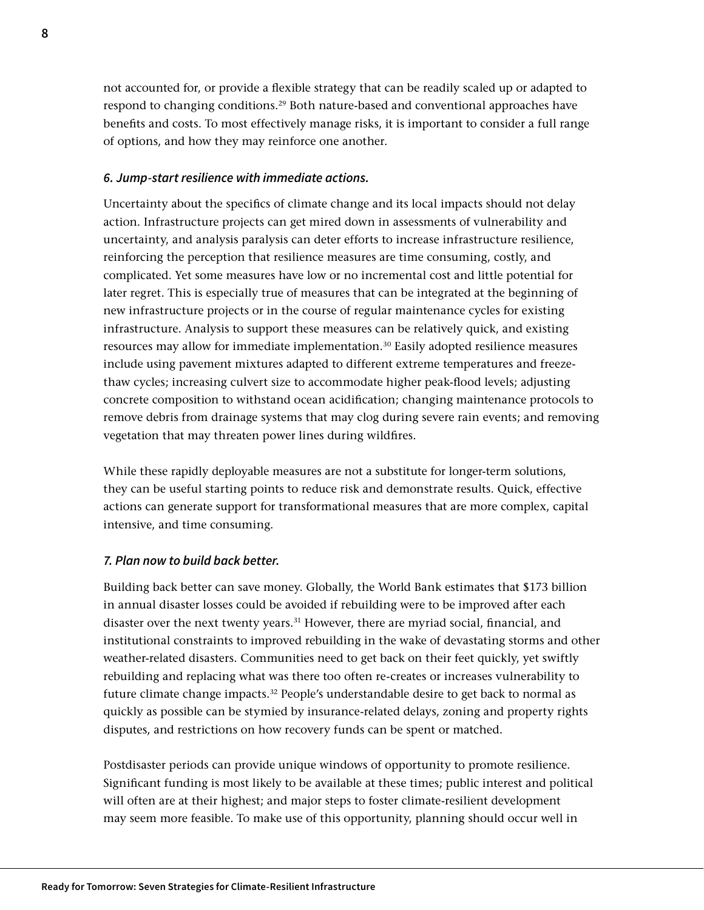not accounted for, or provide a flexible strategy that can be readily scaled up or adapted to respond to changing conditions.[29] Both nature-based and conventional approaches have benefits and costs. To most effectively manage risks, it is important to consider a full range of options, and how they may reinforce one another.

### *6. Jump-start resilience with immediate actions.*

Uncertainty about the specifics of climate change and its local impacts should not delay action. Infrastructure projects can get mired down in assessments of vulnerability and uncertainty, and analysis paralysis can deter efforts to increase infrastructure resilience, reinforcing the perception that resilience measures are time consuming, costly, and complicated. Yet some measures have low or no incremental cost and little potential for later regret. This is especially true of measures that can be integrated at the beginning of new infrastructure projects or in the course of regular maintenance cycles for existing infrastructure. Analysis to support these measures can be relatively quick, and existing resources may allow for immediate implementation.[30] Easily adopted resilience measures include using pavement mixtures adapted to different extreme temperatures and freeze-thaw cycles; increasing culvert size to accommodate higher peak-flood levels; adjusting concrete composition to withstand ocean acidification; changing maintenance protocols to remove debris from drainage systems that may clog during severe rain events; and removing vegetation that may threaten power lines during wildfires.

While these rapidly deployable measures are not a substitute for longer-term solutions, they can be useful starting points to reduce risk and demonstrate results. Quick, effective actions can generate support for transformational measures that are more complex, capital intensive, and time consuming.

### *7. Plan now to build back better.*

Building back better can save money. Globally, the World Bank estimates that $173 billion in annual disaster losses could be avoided if rebuilding were to be improved after each disaster over the next twenty years.[31] However, there are myriad social, financial, and institutional constraints to improved rebuilding in the wake of devastating storms and other weather-related disasters. Communities need to get back on their feet quickly, yet swiftly rebuilding and replacing what was there too often re-creates or increases vulnerability to future climate change impacts.[32] People's understandable desire to get back to normal as quickly as possible can be stymied by insurance-related delays, zoning and property rights disputes, and restrictions on how recovery funds can be spent or matched.

Postdisaster periods can provide unique windows of opportunity to promote resilience. Significant funding is most likely to be available at these times; public interest and political will often are at their highest; and major steps to foster climate-resilient development may seem more feasible. To make use of this opportunity, planning should occur well in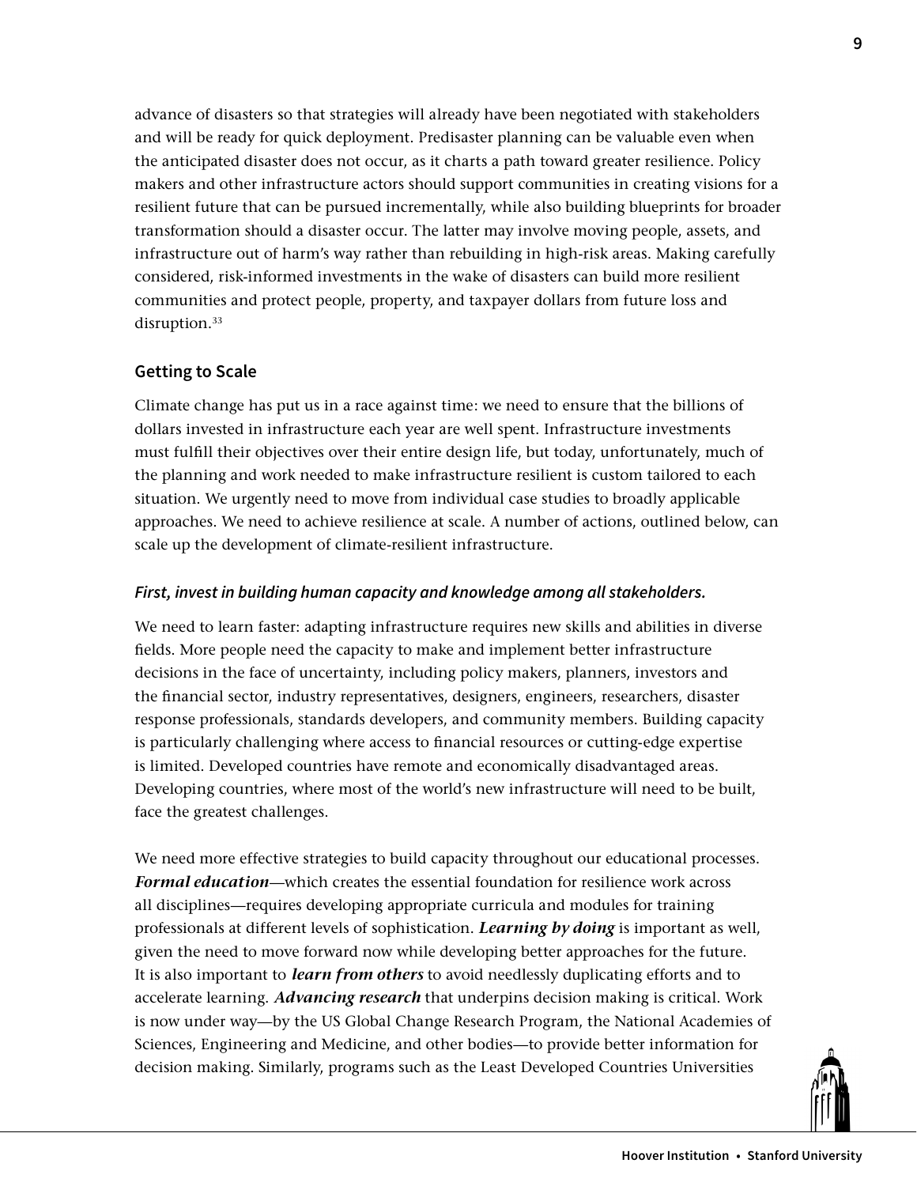advance of disasters so that strategies will already have been negotiated with stakeholders and will be ready for quick deployment. Predisaster planning can be valuable even when the anticipated disaster does not occur, as it charts a path toward greater resilience. Policy makers and other infrastructure actors should support communities in creating visions for a resilient future that can be pursued incrementally, while also building blueprints for broader transformation should a disaster occur. The latter may involve moving people, assets, and infrastructure out of harm's way rather than rebuilding in high-risk areas. Making carefully considered, risk-informed investments in the wake of disasters can build more resilient communities and protect people, property, and taxpayer dollars from future loss and disruption.[33]

### Getting to Scale

Climate change has put us in a race against time: we need to ensure that the billions of dollars invested in infrastructure each year are well spent. Infrastructure investments must fulfill their objectives over their entire design life, but today, unfortunately, much of the planning and work needed to make infrastructure resilient is custom tailored to each situation. We urgently need to move from individual case studies to broadly applicable approaches. We need to achieve resilience at scale. A number of actions, outlined below, can scale up the development of climate-resilient infrastructure.

#### *First, invest in building human capacity and knowledge among all stakeholders.*

We need to learn faster: adapting infrastructure requires new skills and abilities in diverse fields. More people need the capacity to make and implement better infrastructure decisions in the face of uncertainty, including policy makers, planners, investors and the financial sector, industry representatives, designers, engineers, researchers, disaster response professionals, standards developers, and community members. Building capacity is particularly challenging where access to financial resources or cutting-edge expertise is limited. Developed countries have remote and economically disadvantaged areas. Developing countries, where most of the world's new infrastructure will need to be built, face the greatest challenges.

We need more effective strategies to build capacity throughout our educational processes. ***Formal education***—which creates the essential foundation for resilience work across all disciplines—requires developing appropriate curricula and modules for training professionals at different levels of sophistication. ***Learning by doing*** is important as well, given the need to move forward now while developing better approaches for the future. It is also important to ***learn from others*** to avoid needlessly duplicating efforts and to accelerate learning. ***Advancing research*** that underpins decision making is critical. Work is now under way—by the US Global Change Research Program, the National Academies of Sciences, Engineering and Medicine, and other bodies—to provide better information for decision making. Similarly, programs such as the Least Developed Countries Universities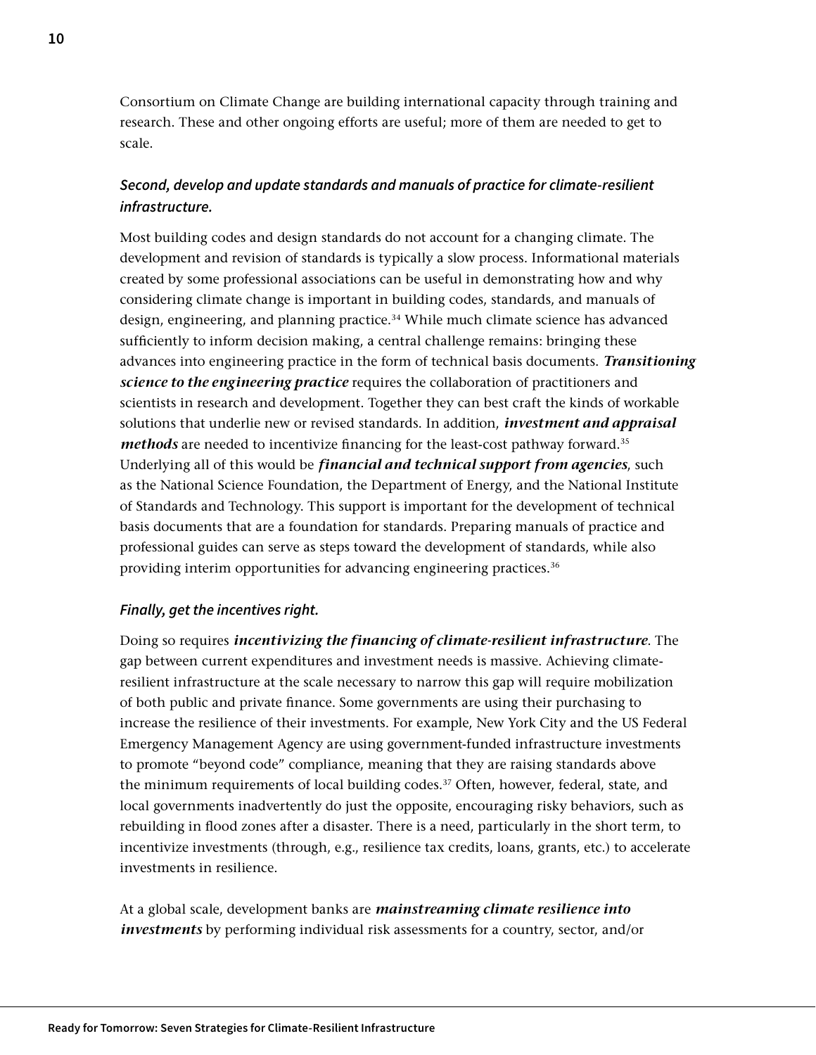Consortium on Climate Change are building international capacity through training and research. These and other ongoing efforts are useful; more of them are needed to get to scale.

### *Second, develop and update standards and manuals of practice for climate-resilient infrastructure.*

Most building codes and design standards do not account for a changing climate. The development and revision of standards is typically a slow process. Informational materials created by some professional associations can be useful in demonstrating how and why considering climate change is important in building codes, standards, and manuals of design, engineering, and planning practice.[34] While much climate science has advanced sufficiently to inform decision making, a central challenge remains: bringing these advances into engineering practice in the form of technical basis documents. ***Transitioning science to the engineering practice*** requires the collaboration of practitioners and scientists in research and development. Together they can best craft the kinds of workable solutions that underlie new or revised standards. In addition, ***investment and appraisal methods*** are needed to incentivize financing for the least-cost pathway forward.[35] Underlying all of this would be ***financial and technical support from agencies***, such as the National Science Foundation, the Department of Energy, and the National Institute of Standards and Technology. This support is important for the development of technical basis documents that are a foundation for standards. Preparing manuals of practice and professional guides can serve as steps toward the development of standards, while also providing interim opportunities for advancing engineering practices.[36]

### *Finally, get the incentives right.*

Doing so requires ***incentivizing the financing of climate-resilient infrastructure***. The gap between current expenditures and investment needs is massive. Achieving climate-resilient infrastructure at the scale necessary to narrow this gap will require mobilization of both public and private finance. Some governments are using their purchasing to increase the resilience of their investments. For example, New York City and the US Federal Emergency Management Agency are using government-funded infrastructure investments to promote "beyond code" compliance, meaning that they are raising standards above the minimum requirements of local building codes.[37] Often, however, federal, state, and local governments inadvertently do just the opposite, encouraging risky behaviors, such as rebuilding in flood zones after a disaster. There is a need, particularly in the short term, to incentivize investments (through, e.g., resilience tax credits, loans, grants, etc.) to accelerate investments in resilience.

At a global scale, development banks are ***mainstreaming climate resilience into investments*** by performing individual risk assessments for a country, sector, and/or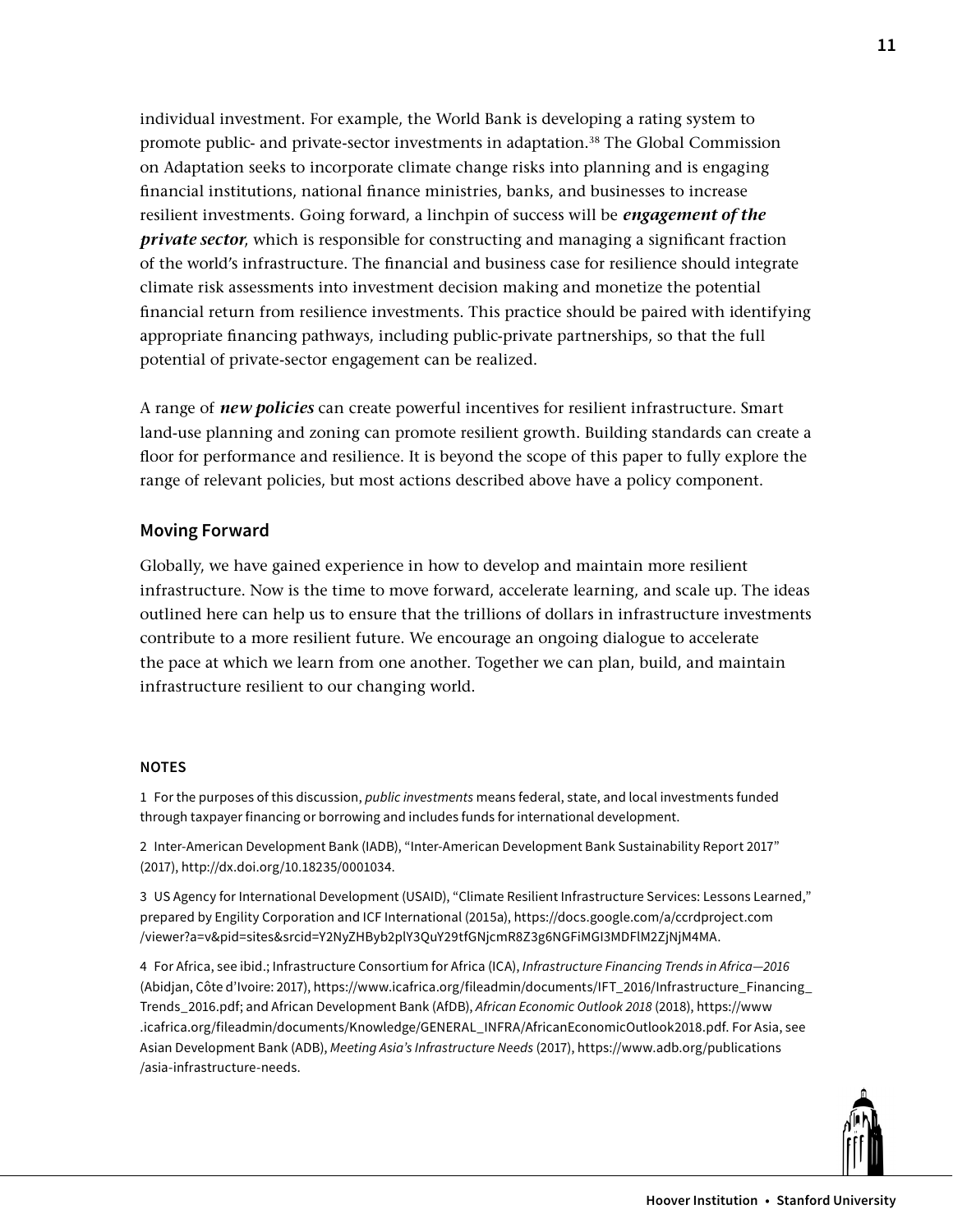individual investment. For example, the World Bank is developing a rating system to promote public- and private-sector investments in adaptation.[38] The Global Commission on Adaptation seeks to incorporate climate change risks into planning and is engaging financial institutions, national finance ministries, banks, and businesses to increase resilient investments. Going forward, a linchpin of success will be ***engagement of the private sector***, which is responsible for constructing and managing a significant fraction of the world's infrastructure. The financial and business case for resilience should integrate climate risk assessments into investment decision making and monetize the potential financial return from resilience investments. This practice should be paired with identifying appropriate financing pathways, including public-private partnerships, so that the full potential of private-sector engagement can be realized.

A range of ***new policies*** can create powerful incentives for resilient infrastructure. Smart land-use planning and zoning can promote resilient growth. Building standards can create a floor for performance and resilience. It is beyond the scope of this paper to fully explore the range of relevant policies, but most actions described above have a policy component.

## Moving Forward

Globally, we have gained experience in how to develop and maintain more resilient infrastructure. Now is the time to move forward, accelerate learning, and scale up. The ideas outlined here can help us to ensure that the trillions of dollars in infrastructure investments contribute to a more resilient future. We encourage an ongoing dialogue to accelerate the pace at which we learn from one another. Together we can plan, build, and maintain infrastructure resilient to our changing world.

### NOTES

1 For the purposes of this discussion, *public investments* means federal, state, and local investments funded through taxpayer financing or borrowing and includes funds for international development.

2 Inter-American Development Bank (IADB), "Inter-American Development Bank Sustainability Report 2017" (2017), http://dx.doi.org/10.18235/0001034.

3 US Agency for International Development (USAID), "Climate Resilient Infrastructure Services: Lessons Learned," prepared by Engility Corporation and ICF International (2015a), https://docs.google.com/a/ccrdproject.com/viewer?a=v&pid=sites&srcid=Y2NyZHByb2plY3QuY29tfGNjcmR8Z3g6NGFiMGI3MDFlM2ZjNjM4MA.

4 For Africa, see ibid.; Infrastructure Consortium for Africa (ICA), *Infrastructure Financing Trends in Africa—2016* (Abidjan, Côte d'Ivoire: 2017), https://www.icafrica.org/fileadmin/documents/IFT_2016/Infrastructure_Financing_Trends_2016.pdf; and African Development Bank (AfDB), *African Economic Outlook 2018* (2018), https://www.icafrica.org/fileadmin/documents/Knowledge/GENERAL_INFRA/AfricanEconomicOutlook2018.pdf. For Asia, see Asian Development Bank (ADB), *Meeting Asia's Infrastructure Needs* (2017), https://www.adb.org/publications/asia-infrastructure-needs.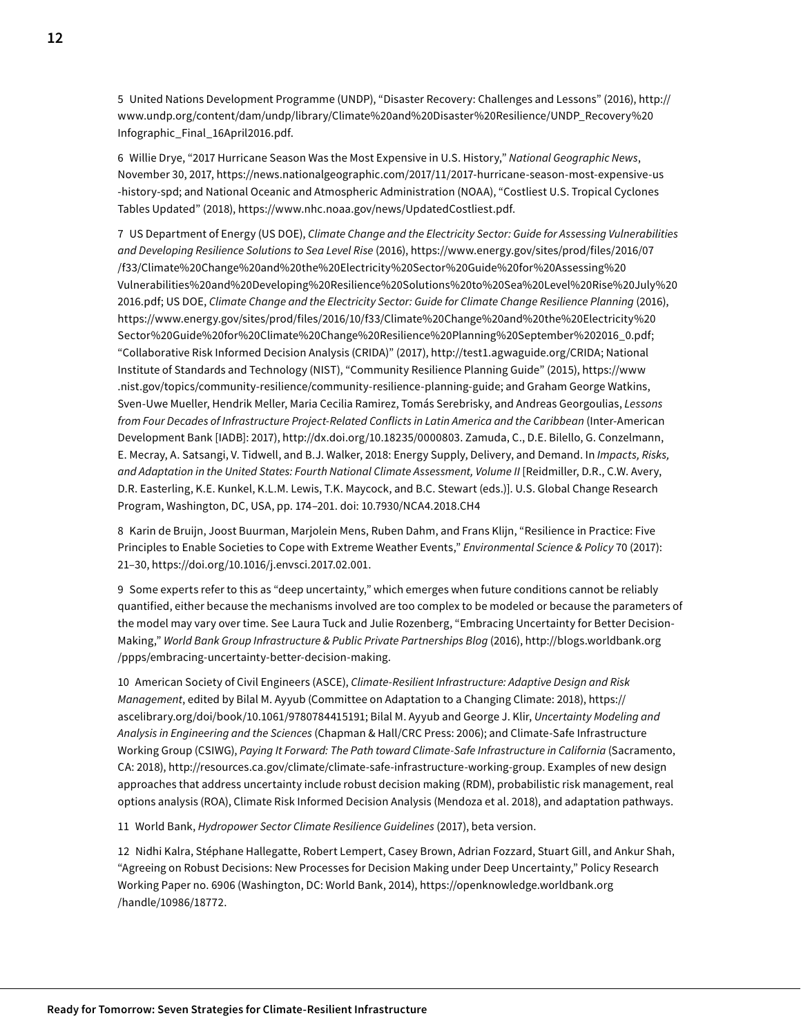5 United Nations Development Programme (UNDP), "Disaster Recovery: Challenges and Lessons" (2016), http://www.undp.org/content/dam/undp/library/Climate%20and%20Disaster%20Resilience/UNDP_Recovery%20Infographic_Final_16April2016.pdf.

6 Willie Drye, "2017 Hurricane Season Was the Most Expensive in U.S. History," *National Geographic News*, November 30, 2017, https://news.nationalgeographic.com/2017/11/2017-hurricane-season-most-expensive-us-history-spd; and National Oceanic and Atmospheric Administration (NOAA), "Costliest U.S. Tropical Cyclones Tables Updated" (2018), https://www.nhc.noaa.gov/news/UpdatedCostliest.pdf.

7 US Department of Energy (US DOE), *Climate Change and the Electricity Sector: Guide for Assessing Vulnerabilities and Developing Resilience Solutions to Sea Level Rise* (2016), https://www.energy.gov/sites/prod/files/2016/07/f33/Climate%20Change%20and%20the%20Electricity%20Sector%20Guide%20for%20Assessing%20Vulnerabilities%20and%20Developing%20Resilience%20Solutions%20to%20Sea%20Level%20Rise%20July%202016.pdf; US DOE, *Climate Change and the Electricity Sector: Guide for Climate Change Resilience Planning* (2016), https://www.energy.gov/sites/prod/files/2016/10/f33/Climate%20Change%20and%20the%20Electricity%20Sector%20Guide%20for%20Climate%20Change%20Resilience%20Planning%20September%202016_0.pdf; "Collaborative Risk Informed Decision Analysis (CRIDA)" (2017), http://test1.agwaguide.org/CRIDA; National Institute of Standards and Technology (NIST), "Community Resilience Planning Guide" (2015), https://www.nist.gov/topics/community-resilience/community-resilience-planning-guide; and Graham George Watkins, Sven-Uwe Mueller, Hendrik Meller, Maria Cecilia Ramirez, Tomás Serebrisky, and Andreas Georgoulias, *Lessons from Four Decades of Infrastructure Project-Related Conflicts in Latin America and the Caribbean* (Inter-American Development Bank [IADB]: 2017), http://dx.doi.org/10.18235/0000803. Zamuda, C., D.E. Bilello, G. Conzelmann, E. Mecray, A. Satsangi, V. Tidwell, and B.J. Walker, 2018: Energy Supply, Delivery, and Demand. In *Impacts, Risks, and Adaptation in the United States: Fourth National Climate Assessment, Volume II* [Reidmiller, D.R., C.W. Avery, D.R. Easterling, K.E. Kunkel, K.L.M. Lewis, T.K. Maycock, and B.C. Stewart (eds.)]. U.S. Global Change Research Program, Washington, DC, USA, pp. 174–201. doi: 10.7930/NCA4.2018.CH4

8 Karin de Bruijn, Joost Buurman, Marjolein Mens, Ruben Dahm, and Frans Klijn, "Resilience in Practice: Five Principles to Enable Societies to Cope with Extreme Weather Events," *Environmental Science & Policy* 70 (2017): 21–30, https://doi.org/10.1016/j.envsci.2017.02.001.

9 Some experts refer to this as "deep uncertainty," which emerges when future conditions cannot be reliably quantified, either because the mechanisms involved are too complex to be modeled or because the parameters of the model may vary over time. See Laura Tuck and Julie Rozenberg, "Embracing Uncertainty for Better Decision-Making," *World Bank Group Infrastructure & Public Private Partnerships Blog* (2016), http://blogs.worldbank.org/ppps/embracing-uncertainty-better-decision-making.

10 American Society of Civil Engineers (ASCE), *Climate-Resilient Infrastructure: Adaptive Design and Risk Management*, edited by Bilal M. Ayyub (Committee on Adaptation to a Changing Climate: 2018), https://ascelibrary.org/doi/book/10.1061/9780784415191; Bilal M. Ayyub and George J. Klir, *Uncertainty Modeling and Analysis in Engineering and the Sciences* (Chapman & Hall/CRC Press: 2006); and Climate-Safe Infrastructure Working Group (CSIWG), *Paying It Forward: The Path toward Climate-Safe Infrastructure in California* (Sacramento, CA: 2018), http://resources.ca.gov/climate/climate-safe-infrastructure-working-group. Examples of new design approaches that address uncertainty include robust decision making (RDM), probabilistic risk management, real options analysis (ROA), Climate Risk Informed Decision Analysis (Mendoza et al. 2018), and adaptation pathways.

11 World Bank, *Hydropower Sector Climate Resilience Guidelines* (2017), beta version.

12 Nidhi Kalra, Stéphane Hallegatte, Robert Lempert, Casey Brown, Adrian Fozzard, Stuart Gill, and Ankur Shah, "Agreeing on Robust Decisions: New Processes for Decision Making under Deep Uncertainty," Policy Research Working Paper no. 6906 (Washington, DC: World Bank, 2014), https://openknowledge.worldbank.org/handle/10986/18772.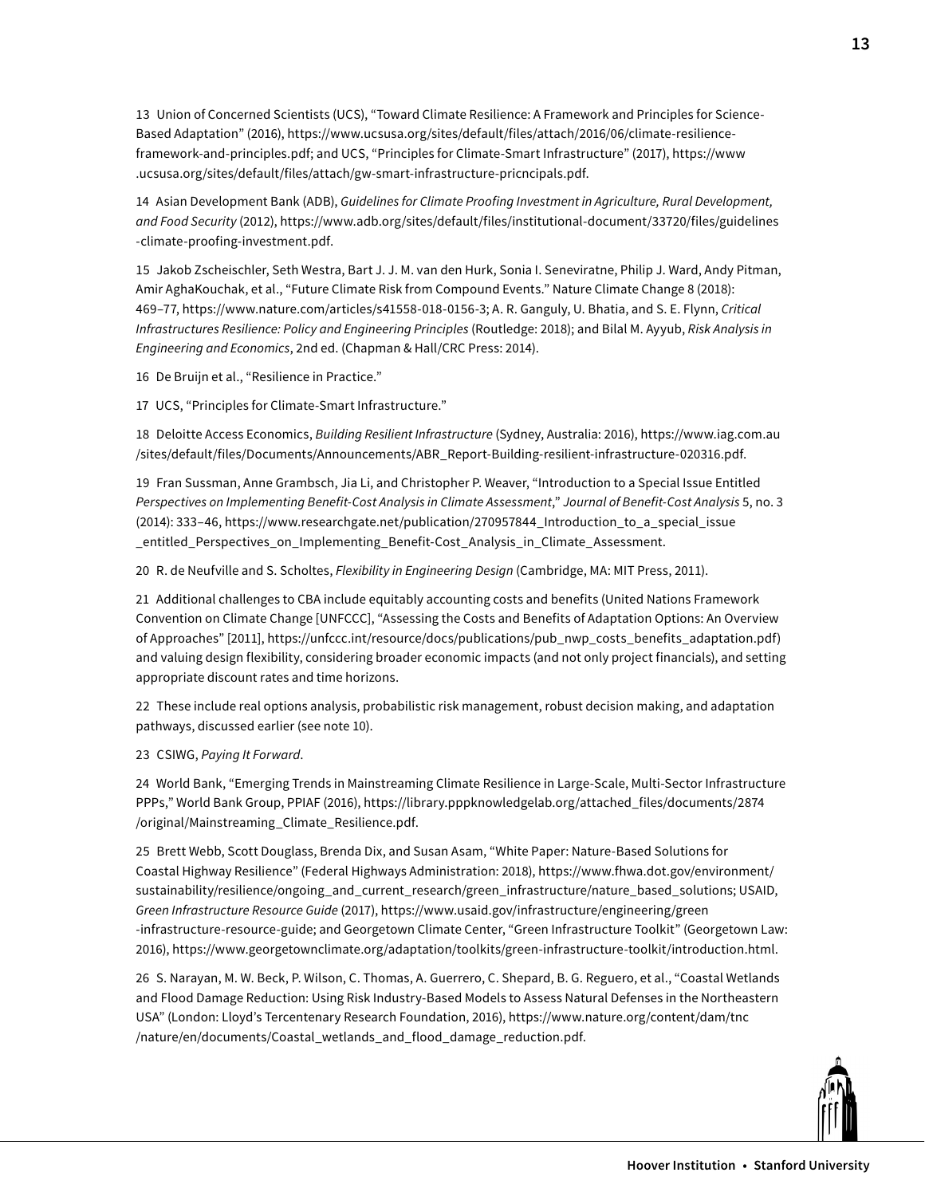13 Union of Concerned Scientists (UCS), "Toward Climate Resilience: A Framework and Principles for Science-Based Adaptation" (2016), https://www.ucsusa.org/sites/default/files/attach/2016/06/climate-resilience-framework-and-principles.pdf; and UCS, "Principles for Climate-Smart Infrastructure" (2017), https://www.ucsusa.org/sites/default/files/attach/gw-smart-infrastructure-pricncipals.pdf.

14 Asian Development Bank (ADB), *Guidelines for Climate Proofing Investment in Agriculture, Rural Development, and Food Security* (2012), https://www.adb.org/sites/default/files/institutional-document/33720/files/guidelines-climate-proofing-investment.pdf.

15 Jakob Zscheischler, Seth Westra, Bart J. J. M. van den Hurk, Sonia I. Seneviratne, Philip J. Ward, Andy Pitman, Amir AghaKouchak, et al., "Future Climate Risk from Compound Events." Nature Climate Change 8 (2018): 469–77, https://www.nature.com/articles/s41558-018-0156-3; A. R. Ganguly, U. Bhatia, and S. E. Flynn, *Critical Infrastructures Resilience: Policy and Engineering Principles* (Routledge: 2018); and Bilal M. Ayyub, *Risk Analysis in Engineering and Economics*, 2nd ed. (Chapman & Hall/CRC Press: 2014).

16 De Bruijn et al., "Resilience in Practice."

17 UCS, "Principles for Climate-Smart Infrastructure."

18 Deloitte Access Economics, *Building Resilient Infrastructure* (Sydney, Australia: 2016), https://www.iag.com.au/sites/default/files/Documents/Announcements/ABR_Report-Building-resilient-infrastructure-020316.pdf.

19 Fran Sussman, Anne Grambsch, Jia Li, and Christopher P. Weaver, "Introduction to a Special Issue Entitled *Perspectives on Implementing Benefit-Cost Analysis in Climate Assessment*," *Journal of Benefit-Cost Analysis* 5, no. 3 (2014): 333–46, https://www.researchgate.net/publication/270957844_Introduction_to_a_special_issue_entitled_Perspectives_on_Implementing_Benefit-Cost_Analysis_in_Climate_Assessment.

20 R. de Neufville and S. Scholtes, *Flexibility in Engineering Design* (Cambridge, MA: MIT Press, 2011).

21 Additional challenges to CBA include equitably accounting costs and benefits (United Nations Framework Convention on Climate Change [UNFCCC], "Assessing the Costs and Benefits of Adaptation Options: An Overview of Approaches" [2011], https://unfccc.int/resource/docs/publications/pub_nwp_costs_benefits_adaptation.pdf) and valuing design flexibility, considering broader economic impacts (and not only project financials), and setting appropriate discount rates and time horizons.

22 These include real options analysis, probabilistic risk management, robust decision making, and adaptation pathways, discussed earlier (see note 10).

23 CSIWG, *Paying It Forward*.

24 World Bank, "Emerging Trends in Mainstreaming Climate Resilience in Large-Scale, Multi-Sector Infrastructure PPPs," World Bank Group, PPIAF (2016), https://library.pppknowledgelab.org/attached_files/documents/2874/original/Mainstreaming_Climate_Resilience.pdf.

25 Brett Webb, Scott Douglass, Brenda Dix, and Susan Asam, "White Paper: Nature-Based Solutions for Coastal Highway Resilience" (Federal Highways Administration: 2018), https://www.fhwa.dot.gov/environment/sustainability/resilience/ongoing_and_current_research/green_infrastructure/nature_based_solutions; USAID, *Green Infrastructure Resource Guide* (2017), https://www.usaid.gov/infrastructure/engineering/green-infrastructure-resource-guide; and Georgetown Climate Center, "Green Infrastructure Toolkit" (Georgetown Law: 2016), https://www.georgetownclimate.org/adaptation/toolkits/green-infrastructure-toolkit/introduction.html.

26 S. Narayan, M. W. Beck, P. Wilson, C. Thomas, A. Guerrero, C. Shepard, B. G. Reguero, et al., "Coastal Wetlands and Flood Damage Reduction: Using Risk Industry-Based Models to Assess Natural Defenses in the Northeastern USA" (London: Lloyd's Tercentenary Research Foundation, 2016), https://www.nature.org/content/dam/tnc/nature/en/documents/Coastal_wetlands_and_flood_damage_reduction.pdf.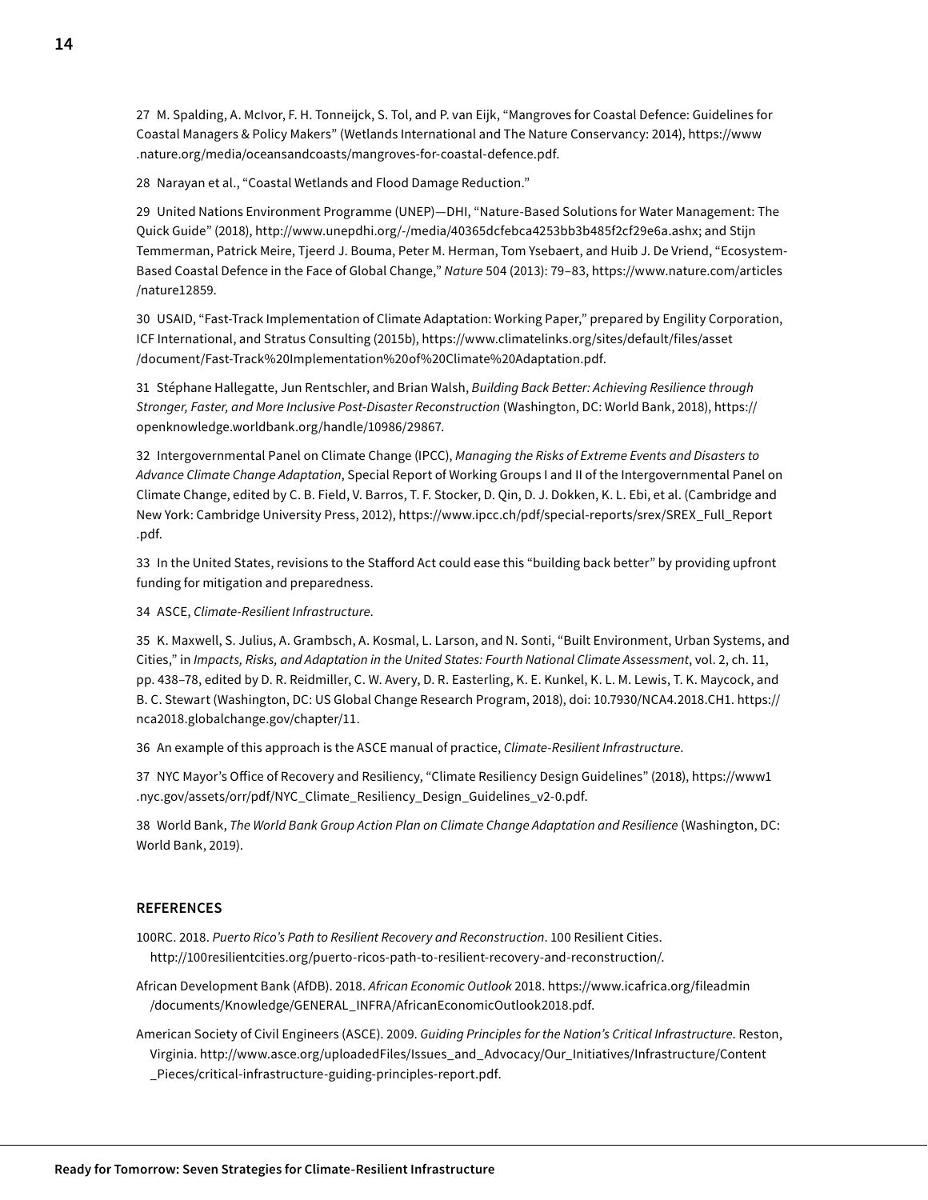27 M. Spalding, A. McIvor, F. H. Tonneijck, S. Tol, and P. van Eijk, "Mangroves for Coastal Defence: Guidelines for Coastal Managers & Policy Makers" (Wetlands International and The Nature Conservancy: 2014), https://www.nature.org/media/oceansandcoasts/mangroves-for-coastal-defence.pdf.

28 Narayan et al., "Coastal Wetlands and Flood Damage Reduction."

29 United Nations Environment Programme (UNEP)—DHI, "Nature-Based Solutions for Water Management: The Quick Guide" (2018), http://www.unepdhi.org/-/media/40365dcfebca4253bb3b485f2cf29e6a.ashx; and Stijn Temmerman, Patrick Meire, Tjeerd J. Bouma, Peter M. Herman, Tom Ysebaert, and Huib J. De Vriend, "Ecosystem-Based Coastal Defence in the Face of Global Change," *Nature* 504 (2013): 79–83, https://www.nature.com/articles/nature12859.

30 USAID, "Fast-Track Implementation of Climate Adaptation: Working Paper," prepared by Engility Corporation, ICF International, and Stratus Consulting (2015b), https://www.climatelinks.org/sites/default/files/asset/document/Fast-Track%20Implementation%20of%20Climate%20Adaptation.pdf.

31 Stéphane Hallegatte, Jun Rentschler, and Brian Walsh, *Building Back Better: Achieving Resilience through Stronger, Faster, and More Inclusive Post-Disaster Reconstruction* (Washington, DC: World Bank, 2018), https://openknowledge.worldbank.org/handle/10986/29867.

32 Intergovernmental Panel on Climate Change (IPCC), *Managing the Risks of Extreme Events and Disasters to Advance Climate Change Adaptation*, Special Report of Working Groups I and II of the Intergovernmental Panel on Climate Change, edited by C. B. Field, V. Barros, T. F. Stocker, D. Qin, D. J. Dokken, K. L. Ebi, et al. (Cambridge and New York: Cambridge University Press, 2012), https://www.ipcc.ch/pdf/special-reports/srex/SREX_Full_Report.pdf.

33 In the United States, revisions to the Stafford Act could ease this "building back better" by providing upfront funding for mitigation and preparedness.

34 ASCE, *Climate-Resilient Infrastructure*.

35 K. Maxwell, S. Julius, A. Grambsch, A. Kosmal, L. Larson, and N. Sonti, "Built Environment, Urban Systems, and Cities," in *Impacts, Risks, and Adaptation in the United States: Fourth National Climate Assessment*, vol. 2, ch. 11, pp. 438–78, edited by D. R. Reidmiller, C. W. Avery, D. R. Easterling, K. E. Kunkel, K. L. M. Lewis, T. K. Maycock, and B. C. Stewart (Washington, DC: US Global Change Research Program, 2018), doi: 10.7930/NCA4.2018.CH1. https://nca2018.globalchange.gov/chapter/11.

36 An example of this approach is the ASCE manual of practice, *Climate-Resilient Infrastructure*.

37 NYC Mayor's Office of Recovery and Resiliency, "Climate Resiliency Design Guidelines" (2018), https://www1.nyc.gov/assets/orr/pdf/NYC_Climate_Resiliency_Design_Guidelines_v2-0.pdf.

38 World Bank, *The World Bank Group Action Plan on Climate Change Adaptation and Resilience* (Washington, DC: World Bank, 2019).

## REFERENCES

100RC. 2018. *Puerto Rico's Path to Resilient Recovery and Reconstruction*. 100 Resilient Cities. http://100resilientcities.org/puerto-ricos-path-to-resilient-recovery-and-reconstruction/.

African Development Bank (AfDB). 2018. *African Economic Outlook* 2018. https://www.icafrica.org/fileadmin/documents/Knowledge/GENERAL_INFRA/AfricanEconomicOutlook2018.pdf.

American Society of Civil Engineers (ASCE). 2009. *Guiding Principles for the Nation's Critical Infrastructure*. Reston, Virginia. http://www.asce.org/uploadedFiles/Issues_and_Advocacy/Our_Initiatives/Infrastructure/Content_Pieces/critical-infrastructure-guiding-principles-report.pdf.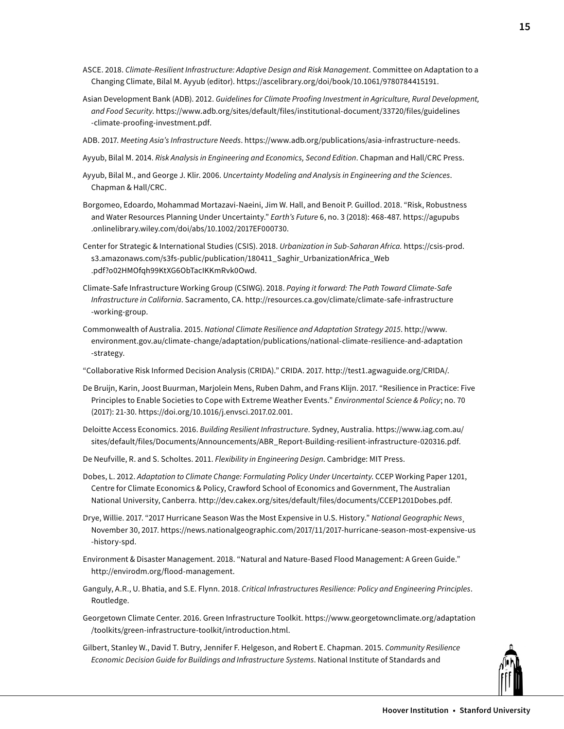ASCE. 2018. *Climate-Resilient Infrastructure: Adaptive Design and Risk Management*. Committee on Adaptation to a Changing Climate, Bilal M. Ayyub (editor). https://ascelibrary.org/doi/book/10.1061/9780784415191.

Asian Development Bank (ADB). 2012. *Guidelines for Climate Proofing Investment in Agriculture, Rural Development, and Food Security*. https://www.adb.org/sites/default/files/institutional-document/33720/files/guidelines-climate-proofing-investment.pdf.

ADB. 2017. *Meeting Asia's Infrastructure Needs*. https://www.adb.org/publications/asia-infrastructure-needs.

Ayyub, Bilal M. 2014. *Risk Analysis in Engineering and Economics, Second Edition*. Chapman and Hall/CRC Press.

Ayyub, Bilal M., and George J. Klir. 2006. *Uncertainty Modeling and Analysis in Engineering and the Sciences*. Chapman & Hall/CRC.

Borgomeo, Edoardo, Mohammad Mortazavi-Naeini, Jim W. Hall, and Benoit P. Guillod. 2018. "Risk, Robustness and Water Resources Planning Under Uncertainty." *Earth's Future* 6, no. 3 (2018): 468-487. https://agupubs.onlinelibrary.wiley.com/doi/abs/10.1002/2017EF000730.

Center for Strategic & International Studies (CSIS). 2018. *Urbanization in Sub-Saharan Africa.* https://csis-prod.s3.amazonaws.com/s3fs-public/publication/180411_Saghir_UrbanizationAfrica_Web.pdf?o02HMOfqh99KtXG6ObTacIKKmRvk0Owd.

Climate-Safe Infrastructure Working Group (CSIWG). 2018. *Paying it forward: The Path Toward Climate-Safe Infrastructure in California*. Sacramento, CA. http://resources.ca.gov/climate/climate-safe-infrastructure-working-group.

Commonwealth of Australia. 2015. *National Climate Resilience and Adaptation Strategy 2015*. http://www.environment.gov.au/climate-change/adaptation/publications/national-climate-resilience-and-adaptation-strategy.

"Collaborative Risk Informed Decision Analysis (CRIDA)." CRIDA. 2017. http://test1.agwaguide.org/CRIDA/.

De Bruijn, Karin, Joost Buurman, Marjolein Mens, Ruben Dahm, and Frans Klijn. 2017. "Resilience in Practice: Five Principles to Enable Societies to Cope with Extreme Weather Events." *Environmental Science & Policy*; no. 70 (2017): 21-30. https://doi.org/10.1016/j.envsci.2017.02.001.

Deloitte Access Economics. 2016. *Building Resilient Infrastructure*. Sydney, Australia. https://www.iag.com.au/sites/default/files/Documents/Announcements/ABR_Report-Building-resilient-infrastructure-020316.pdf.

De Neufville, R. and S. Scholtes. 2011. *Flexibility in Engineering Design*. Cambridge: MIT Press.

Dobes, L. 2012. *Adaptation to Climate Change: Formulating Policy Under Uncertainty*. CCEP Working Paper 1201, Centre for Climate Economics & Policy, Crawford School of Economics and Government, The Australian National University, Canberra. http://dev.cakex.org/sites/default/files/documents/CCEP1201Dobes.pdf.

Drye, Willie. 2017. "2017 Hurricane Season Was the Most Expensive in U.S. History." *National Geographic News*, November 30, 2017. https://news.nationalgeographic.com/2017/11/2017-hurricane-season-most-expensive-us-history-spd.

Environment & Disaster Management. 2018. "Natural and Nature-Based Flood Management: A Green Guide." http://envirodm.org/flood-management.

Ganguly, A.R., U. Bhatia, and S.E. Flynn. 2018. *Critical Infrastructures Resilience: Policy and Engineering Principles*. Routledge.

Georgetown Climate Center. 2016. Green Infrastructure Toolkit. https://www.georgetownclimate.org/adaptation/toolkits/green-infrastructure-toolkit/introduction.html.

Gilbert, Stanley W., David T. Butry, Jennifer F. Helgeson, and Robert E. Chapman. 2015. *Community Resilience Economic Decision Guide for Buildings and Infrastructure Systems*. National Institute of Standards and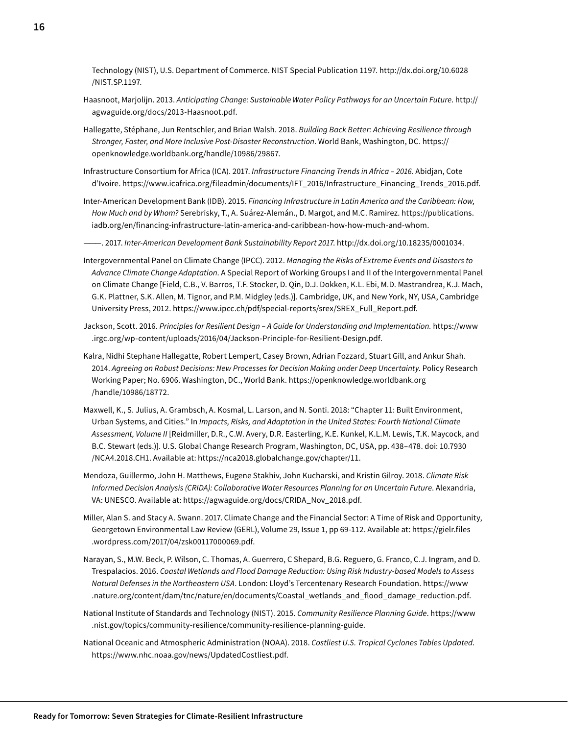Technology (NIST), U.S. Department of Commerce. NIST Special Publication 1197. http://dx.doi.org/10.6028/NIST.SP.1197.

Haasnoot, Marjolijn. 2013. *Anticipating Change: Sustainable Water Policy Pathways for an Uncertain Future*. http://agwaguide.org/docs/2013-Haasnoot.pdf.

Hallegatte, Stéphane, Jun Rentschler, and Brian Walsh. 2018. *Building Back Better: Achieving Resilience through Stronger, Faster, and More Inclusive Post-Disaster Reconstruction*. World Bank, Washington, DC. https://openknowledge.worldbank.org/handle/10986/29867.

Infrastructure Consortium for Africa (ICA). 2017. *Infrastructure Financing Trends in Africa – 2016*. Abidjan, Cote d'Ivoire. https://www.icafrica.org/fileadmin/documents/IFT_2016/Infrastructure_Financing_Trends_2016.pdf.

Inter-American Development Bank (IDB). 2015. *Financing Infrastructure in Latin America and the Caribbean: How, How Much and by Whom?* Serebrisky, T., A. Suárez-Alemán., D. Margot, and M.C. Ramirez. https://publications.iadb.org/en/financing-infrastructure-latin-america-and-caribbean-how-how-much-and-whom.

———. 2017. *Inter-American Development Bank Sustainability Report 2017.* http://dx.doi.org/10.18235/0001034.

Intergovernmental Panel on Climate Change (IPCC). 2012. *Managing the Risks of Extreme Events and Disasters to Advance Climate Change Adaptation*. A Special Report of Working Groups I and II of the Intergovernmental Panel on Climate Change [Field, C.B., V. Barros, T.F. Stocker, D. Qin, D.J. Dokken, K.L. Ebi, M.D. Mastrandrea, K.J. Mach, G.K. Plattner, S.K. Allen, M. Tignor, and P.M. Midgley (eds.)]. Cambridge, UK, and New York, NY, USA, Cambridge University Press, 2012. https://www.ipcc.ch/pdf/special-reports/srex/SREX_Full_Report.pdf.

Jackson, Scott. 2016. *Principles for Resilient Design – A Guide for Understanding and Implementation.* https://www.irgc.org/wp-content/uploads/2016/04/Jackson-Principle-for-Resilient-Design.pdf.

Kalra, Nidhi Stephane Hallegatte, Robert Lempert, Casey Brown, Adrian Fozzard, Stuart Gill, and Ankur Shah. 2014. *Agreeing on Robust Decisions: New Processes for Decision Making under Deep Uncertainty.* Policy Research Working Paper; No. 6906. Washington, DC., World Bank. https://openknowledge.worldbank.org/handle/10986/18772.

Maxwell, K., S. Julius, A. Grambsch, A. Kosmal, L. Larson, and N. Sonti. 2018: "Chapter 11: Built Environment, Urban Systems, and Cities." In *Impacts, Risks, and Adaptation in the United States: Fourth National Climate Assessment, Volume II* [Reidmiller, D.R., C.W. Avery, D.R. Easterling, K.E. Kunkel, K.L.M. Lewis, T.K. Maycock, and B.C. Stewart (eds.)]. U.S. Global Change Research Program, Washington, DC, USA, pp. 438–478. doi: 10.7930/NCA4.2018.CH1. Available at: https://nca2018.globalchange.gov/chapter/11.

Mendoza, Guillermo, John H. Matthews, Eugene Stakhiv, John Kucharski, and Kristin Gilroy. 2018. *Climate Risk Informed Decision Analysis (CRIDA): Collaborative Water Resources Planning for an Uncertain Future*. Alexandria, VA: UNESCO. Available at: https://agwaguide.org/docs/CRIDA_Nov_2018.pdf.

Miller, Alan S. and Stacy A. Swann. 2017. Climate Change and the Financial Sector: A Time of Risk and Opportunity, Georgetown Environmental Law Review (GERL), Volume 29, Issue 1, pp 69-112. Available at: https://gielr.files.wordpress.com/2017/04/zsk00117000069.pdf.

Narayan, S., M.W. Beck, P. Wilson, C. Thomas, A. Guerrero, C Shepard, B.G. Reguero, G. Franco, C.J. Ingram, and D. Trespalacios. 2016. *Coastal Wetlands and Flood Damage Reduction: Using Risk Industry-based Models to Assess Natural Defenses in the Northeastern USA*. London: Lloyd's Tercentenary Research Foundation. https://www.nature.org/content/dam/tnc/nature/en/documents/Coastal_wetlands_and_flood_damage_reduction.pdf.

National Institute of Standards and Technology (NIST). 2015. *Community Resilience Planning Guide*. https://www.nist.gov/topics/community-resilience/community-resilience-planning-guide.

National Oceanic and Atmospheric Administration (NOAA). 2018. *Costliest U.S. Tropical Cyclones Tables Updated*. https://www.nhc.noaa.gov/news/UpdatedCostliest.pdf.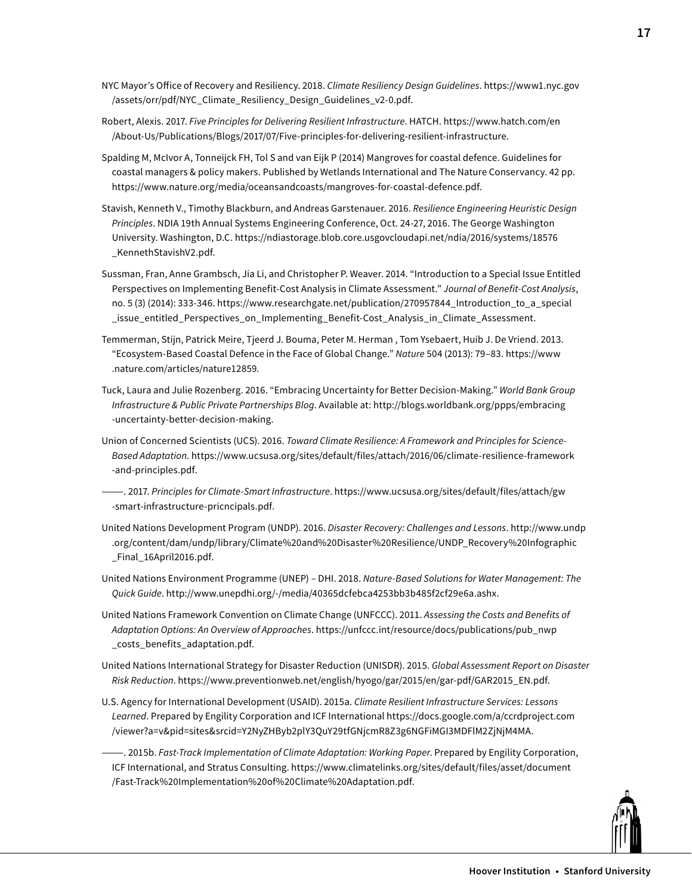NYC Mayor's Office of Recovery and Resiliency. 2018. *Climate Resiliency Design Guidelines*. https://www1.nyc.gov/assets/orr/pdf/NYC_Climate_Resiliency_Design_Guidelines_v2-0.pdf.

Robert, Alexis. 2017. *Five Principles for Delivering Resilient Infrastructure*. HATCH. https://www.hatch.com/en/About-Us/Publications/Blogs/2017/07/Five-principles-for-delivering-resilient-infrastructure.

Spalding M, McIvor A, Tonneijck FH, Tol S and van Eijk P (2014) Mangroves for coastal defence. Guidelines for coastal managers & policy makers. Published by Wetlands International and The Nature Conservancy. 42 pp. https://www.nature.org/media/oceansandcoasts/mangroves-for-coastal-defence.pdf.

Stavish, Kenneth V., Timothy Blackburn, and Andreas Garstenauer. 2016. *Resilience Engineering Heuristic Design Principles*. NDIA 19th Annual Systems Engineering Conference, Oct. 24-27, 2016. The George Washington University. Washington, D.C. https://ndiastorage.blob.core.usgovcloudapi.net/ndia/2016/systems/18576_KennethStavishV2.pdf.

Sussman, Fran, Anne Grambsch, Jia Li, and Christopher P. Weaver. 2014. "Introduction to a Special Issue Entitled Perspectives on Implementing Benefit-Cost Analysis in Climate Assessment." *Journal of Benefit-Cost Analysis*, no. 5 (3) (2014): 333-346. https://www.researchgate.net/publication/270957844_Introduction_to_a_special_issue_entitled_Perspectives_on_Implementing_Benefit-Cost_Analysis_in_Climate_Assessment.

Temmerman, Stijn, Patrick Meire, Tjeerd J. Bouma, Peter M. Herman , Tom Ysebaert, Huib J. De Vriend. 2013. "Ecosystem-Based Coastal Defence in the Face of Global Change." *Nature* 504 (2013): 79–83. https://www.nature.com/articles/nature12859.

Tuck, Laura and Julie Rozenberg. 2016. "Embracing Uncertainty for Better Decision-Making." *World Bank Group Infrastructure & Public Private Partnerships Blog*. Available at: http://blogs.worldbank.org/ppps/embracing-uncertainty-better-decision-making.

Union of Concerned Scientists (UCS). 2016. *Toward Climate Resilience: A Framework and Principles for Science-Based Adaptation*. https://www.ucsusa.org/sites/default/files/attach/2016/06/climate-resilience-framework-and-principles.pdf.

———. 2017. *Principles for Climate-Smart Infrastructure*. https://www.ucsusa.org/sites/default/files/attach/gw-smart-infrastructure-pricncipals.pdf.

United Nations Development Program (UNDP). 2016. *Disaster Recovery: Challenges and Lessons*. http://www.undp.org/content/dam/undp/library/Climate%20and%20Disaster%20Resilience/UNDP_Recovery%20Infographic_Final_16April2016.pdf.

United Nations Environment Programme (UNEP) – DHI. 2018. *Nature-Based Solutions for Water Management: The Quick Guide*. http://www.unepdhi.org/-/media/40365dcfebca4253bb3b485f2cf29e6a.ashx.

United Nations Framework Convention on Climate Change (UNFCCC). 2011. *Assessing the Costs and Benefits of Adaptation Options: An Overview of Approaches*. https://unfccc.int/resource/docs/publications/pub_nwp_costs_benefits_adaptation.pdf.

United Nations International Strategy for Disaster Reduction (UNISDR). 2015. *Global Assessment Report on Disaster Risk Reduction*. https://www.preventionweb.net/english/hyogo/gar/2015/en/gar-pdf/GAR2015_EN.pdf.

U.S. Agency for International Development (USAID). 2015a. *Climate Resilient Infrastructure Services: Lessons Learned*. Prepared by Engility Corporation and ICF International https://docs.google.com/a/ccrdproject.com/viewer?a=v&pid=sites&srcid=Y2NyZHByb2plY3QuY29tfGNjcmR8Z3g6NGFiMGI3MDFlM2ZjNjM4MA.

———. 2015b. *Fast-Track Implementation of Climate Adaptation: Working Paper*. Prepared by Engility Corporation, ICF International, and Stratus Consulting. https://www.climatelinks.org/sites/default/files/asset/document/Fast-Track%20Implementation%20of%20Climate%20Adaptation.pdf.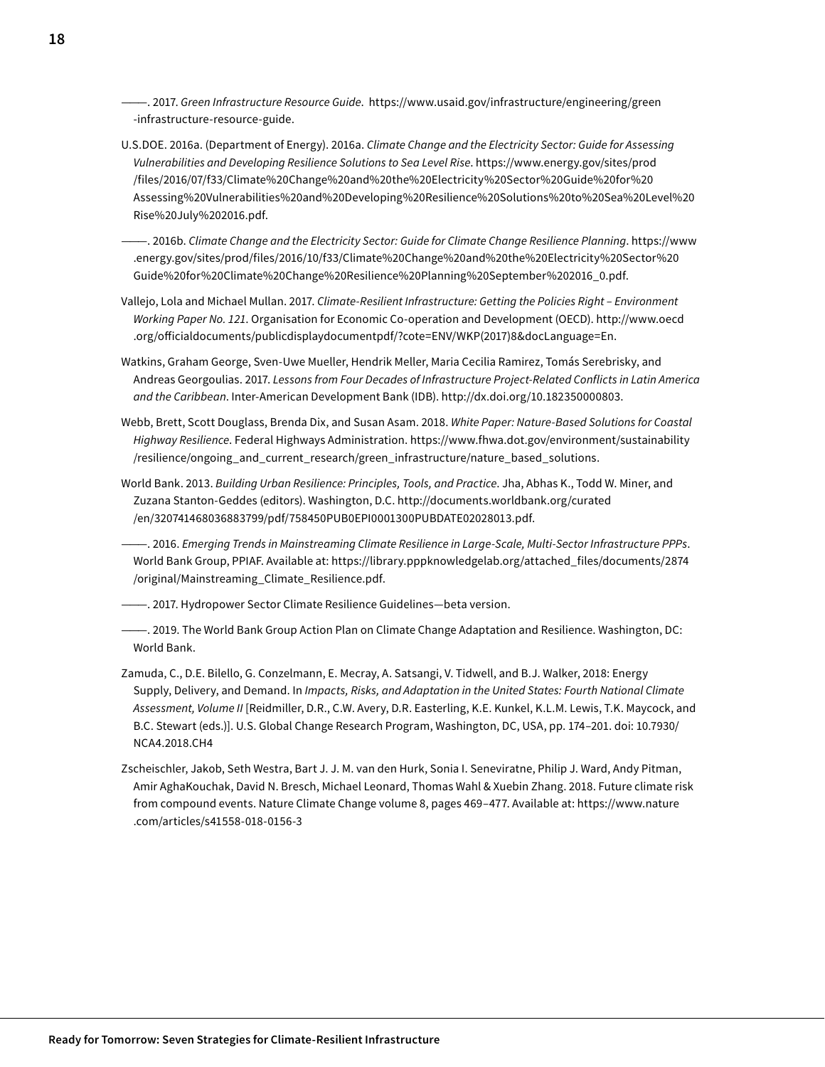———. 2017. *Green Infrastructure Resource Guide*. https://www.usaid.gov/infrastructure/engineering/green-infrastructure-resource-guide.

U.S.DOE. 2016a. (Department of Energy). 2016a. *Climate Change and the Electricity Sector: Guide for Assessing Vulnerabilities and Developing Resilience Solutions to Sea Level Rise*. https://www.energy.gov/sites/prod/files/2016/07/f33/Climate%20Change%20and%20the%20Electricity%20Sector%20Guide%20for%20Assessing%20Vulnerabilities%20and%20Developing%20Resilience%20Solutions%20to%20Sea%20Level%20Rise%20July%202016.pdf.

———. 2016b. *Climate Change and the Electricity Sector: Guide for Climate Change Resilience Planning*. https://www.energy.gov/sites/prod/files/2016/10/f33/Climate%20Change%20and%20the%20Electricity%20Sector%20Guide%20for%20Climate%20Change%20Resilience%20Planning%20September%202016_0.pdf.

Vallejo, Lola and Michael Mullan. 2017. *Climate-Resilient Infrastructure: Getting the Policies Right – Environment Working Paper No. 121*. Organisation for Economic Co-operation and Development (OECD). http://www.oecd.org/officialdocuments/publicdisplaydocumentpdf/?cote=ENV/WKP(2017)8&docLanguage=En.

Watkins, Graham George, Sven-Uwe Mueller, Hendrik Meller, Maria Cecilia Ramirez, Tomás Serebrisky, and Andreas Georgoulias. 2017. *Lessons from Four Decades of Infrastructure Project-Related Conflicts in Latin America and the Caribbean*. Inter-American Development Bank (IDB). http://dx.doi.org/10.182350000803.

Webb, Brett, Scott Douglass, Brenda Dix, and Susan Asam. 2018. *White Paper: Nature-Based Solutions for Coastal Highway Resilience*. Federal Highways Administration. https://www.fhwa.dot.gov/environment/sustainability/resilience/ongoing_and_current_research/green_infrastructure/nature_based_solutions.

World Bank. 2013. *Building Urban Resilience: Principles, Tools, and Practice*. Jha, Abhas K., Todd W. Miner, and Zuzana Stanton-Geddes (editors). Washington, D.C. http://documents.worldbank.org/curated/en/320741468036883799/pdf/758450PUB0EPI0001300PUBDATE02028013.pdf.

———. 2016. *Emerging Trends in Mainstreaming Climate Resilience in Large-Scale, Multi-Sector Infrastructure PPPs*. World Bank Group, PPIAF. Available at: https://library.pppknowledgelab.org/attached_files/documents/2874/original/Mainstreaming_Climate_Resilience.pdf.

———. 2017. Hydropower Sector Climate Resilience Guidelines—beta version.

———. 2019. The World Bank Group Action Plan on Climate Change Adaptation and Resilience. Washington, DC: World Bank.

Zamuda, C., D.E. Bilello, G. Conzelmann, E. Mecray, A. Satsangi, V. Tidwell, and B.J. Walker, 2018: Energy Supply, Delivery, and Demand. In *Impacts, Risks, and Adaptation in the United States: Fourth National Climate Assessment, Volume II* [Reidmiller, D.R., C.W. Avery, D.R. Easterling, K.E. Kunkel, K.L.M. Lewis, T.K. Maycock, and B.C. Stewart (eds.)]. U.S. Global Change Research Program, Washington, DC, USA, pp. 174–201. doi: 10.7930/NCA4.2018.CH4

Zscheischler, Jakob, Seth Westra, Bart J. J. M. van den Hurk, Sonia I. Seneviratne, Philip J. Ward, Andy Pitman, Amir AghaKouchak, David N. Bresch, Michael Leonard, Thomas Wahl & Xuebin Zhang. 2018. Future climate risk from compound events. Nature Climate Change volume 8, pages 469–477. Available at: https://www.nature.com/articles/s41558-018-0156-3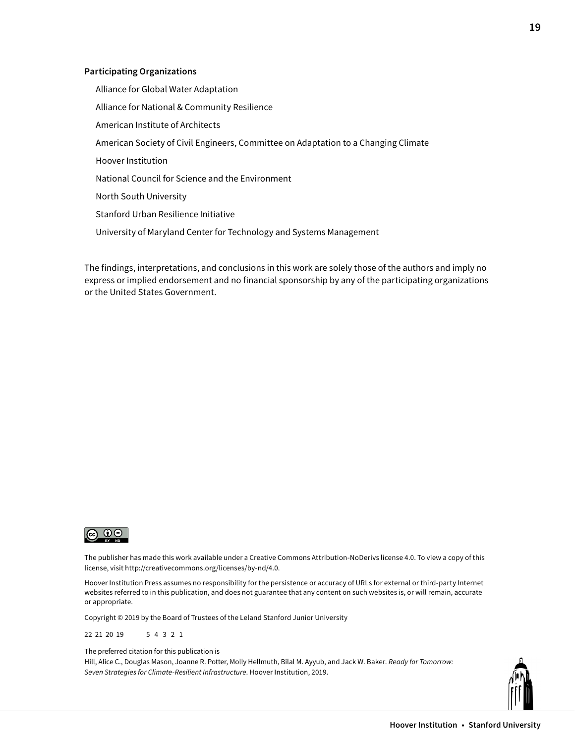**Participating Organizations**

Alliance for Global Water Adaptation

Alliance for National & Community Resilience

American Institute of Architects

American Society of Civil Engineers, Committee on Adaptation to a Changing Climate

Hoover Institution

National Council for Science and the Environment

North South University

Stanford Urban Resilience Initiative

University of Maryland Center for Technology and Systems Management

The findings, interpretations, and conclusions in this work are solely those of the authors and imply no express or implied endorsement and no financial sponsorship by any of the participating organizations or the United States Government.

The publisher has made this work available under a Creative Commons Attribution-NoDerivs license 4.0. To view a copy of this license, visit http://creativecommons.org/licenses/by-nd/4.0.

Hoover Institution Press assumes no responsibility for the persistence or accuracy of URLs for external or third-party Internet websites referred to in this publication, and does not guarantee that any content on such websites is, or will remain, accurate or appropriate.

Copyright © 2019 by the Board of Trustees of the Leland Stanford Junior University

22 21 20 19 5 4 3 2 1

The preferred citation for this publication is
Hill, Alice C., Douglas Mason, Joanne R. Potter, Molly Hellmuth, Bilal M. Ayyub, and Jack W. Baker. *Ready for Tomorrow: Seven Strategies for Climate-Resilient Infrastructure*. Hoover Institution, 2019.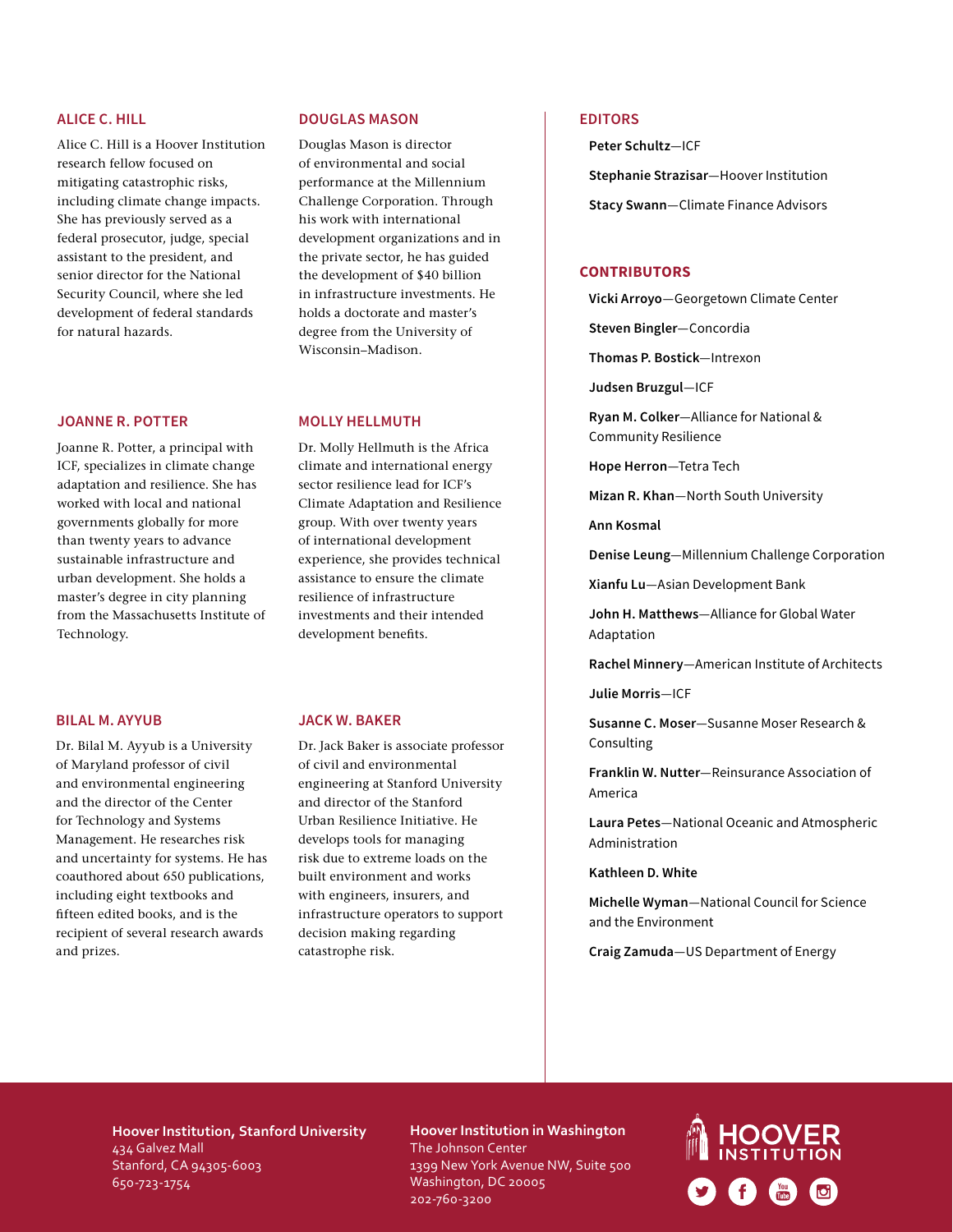### ALICE C. HILL

Alice C. Hill is a Hoover Institution research fellow focused on mitigating catastrophic risks, including climate change impacts. She has previously served as a federal prosecutor, judge, special assistant to the president, and senior director for the National Security Council, where she led development of federal standards for natural hazards.

### DOUGLAS MASON

Douglas Mason is director of environmental and social performance at the Millennium Challenge Corporation. Through his work with international development organizations and in the private sector, he has guided the development of $40 billion in infrastructure investments. He holds a doctorate and master's degree from the University of Wisconsin–Madison.

### JOANNE R. POTTER

Joanne R. Potter, a principal with ICF, specializes in climate change adaptation and resilience. She has worked with local and national governments globally for more than twenty years to advance sustainable infrastructure and urban development. She holds a master's degree in city planning from the Massachusetts Institute of Technology.

### MOLLY HELLMUTH

Dr. Molly Hellmuth is the Africa climate and international energy sector resilience lead for ICF's Climate Adaptation and Resilience group. With over twenty years of international development experience, she provides technical assistance to ensure the climate resilience of infrastructure investments and their intended development benefits.

### BILAL M. AYYUB

Dr. Bilal M. Ayyub is a University of Maryland professor of civil and environmental engineering and the director of the Center for Technology and Systems Management. He researches risk and uncertainty for systems. He has coauthored about 650 publications, including eight textbooks and fifteen edited books, and is the recipient of several research awards and prizes.

### JACK W. BAKER

Dr. Jack Baker is associate professor of civil and environmental engineering at Stanford University and director of the Stanford Urban Resilience Initiative. He develops tools for managing risk due to extreme loads on the built environment and works with engineers, insurers, and infrastructure operators to support decision making regarding catastrophe risk.

### EDITORS

**Peter Schultz**—ICF

**Stephanie Strazisar**—Hoover Institution

**Stacy Swann**—Climate Finance Advisors

### CONTRIBUTORS

**Vicki Arroyo**—Georgetown Climate Center

**Steven Bingler**—Concordia

**Thomas P. Bostick**—Intrexon

**Judsen Bruzgul**—ICF

**Ryan M. Colker**—Alliance for National & Community Resilience

**Hope Herron**—Tetra Tech

**Mizan R. Khan**—North South University

**Ann Kosmal**

**Denise Leung**—Millennium Challenge Corporation

**Xianfu Lu**—Asian Development Bank

**John H. Matthews**—Alliance for Global Water Adaptation

**Rachel Minnery**—American Institute of Architects

**Julie Morris**—ICF

**Susanne C. Moser**—Susanne Moser Research & Consulting

**Franklin W. Nutter**—Reinsurance Association of America

**Laura Petes**—National Oceanic and Atmospheric Administration

**Kathleen D. White**

**Michelle Wyman**—National Council for Science and the Environment

**Craig Zamuda**—US Department of Energy

**Hoover Institution, Stanford University**
434 Galvez Mall
Stanford, CA 94305-6003
650-723-1754

**Hoover Institution in Washington**
The Johnson Center
1399 New York Avenue NW, Suite 500
Washington, DC 20005
202-760-3200

HOOVER INSTITUTION